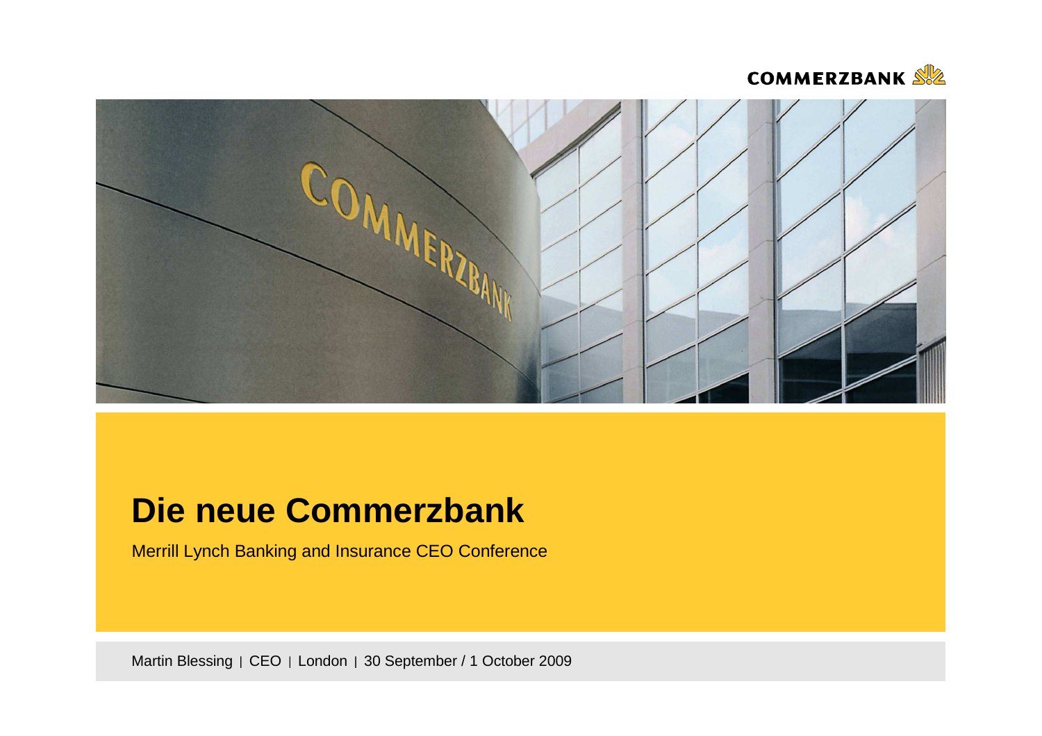# Die neue Commerzbank

Merrill Lynch Banking and Insurance CEO Conference

Martin Blessing | CEO | London | 30 September / 1 October 2009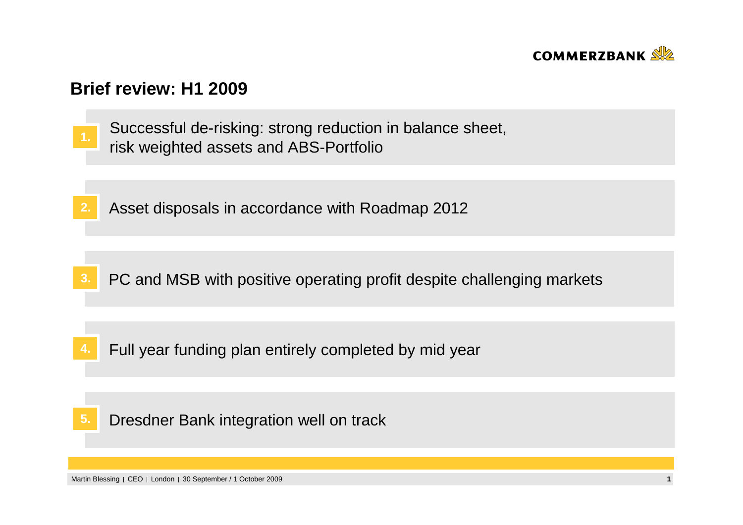## Brief review: H1 2009

1. Successful de-risking: strong reduction in balance sheet, risk weighted assets and ABS-Portfolio

2. Asset disposals in accordance with Roadmap 2012

3. PC and MSB with positive operating profit despite challenging markets

4. Full year funding plan entirely completed by mid year

5. Dresdner Bank integration well on track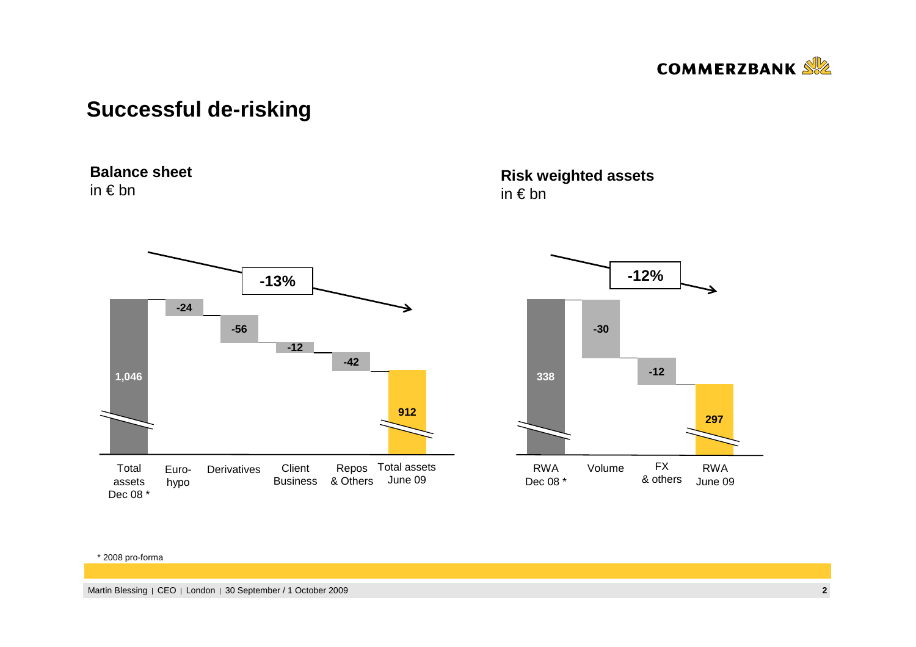## Successful de-risking

**Balance sheet**
in € bn

| Item | Value |
|---|---|
| Total assets Dec 08 * | 1,046 |
| Euro-hypo | -24 |
| Derivatives | -56 |
| Client Business | -12 |
| Repos & Others | -42 |
| Total assets June 09 | 912 |

-13%

**Risk weighted assets**
in € bn

| Item | Value |
|---|---|
| RWA Dec 08 * | 338 |
| Volume | -30 |
| FX & others | -12 |
| RWA June 09 | 297 |

-12%

\* 2008 pro-forma

Martin Blessing | CEO | London | 30 September / 1 October 2009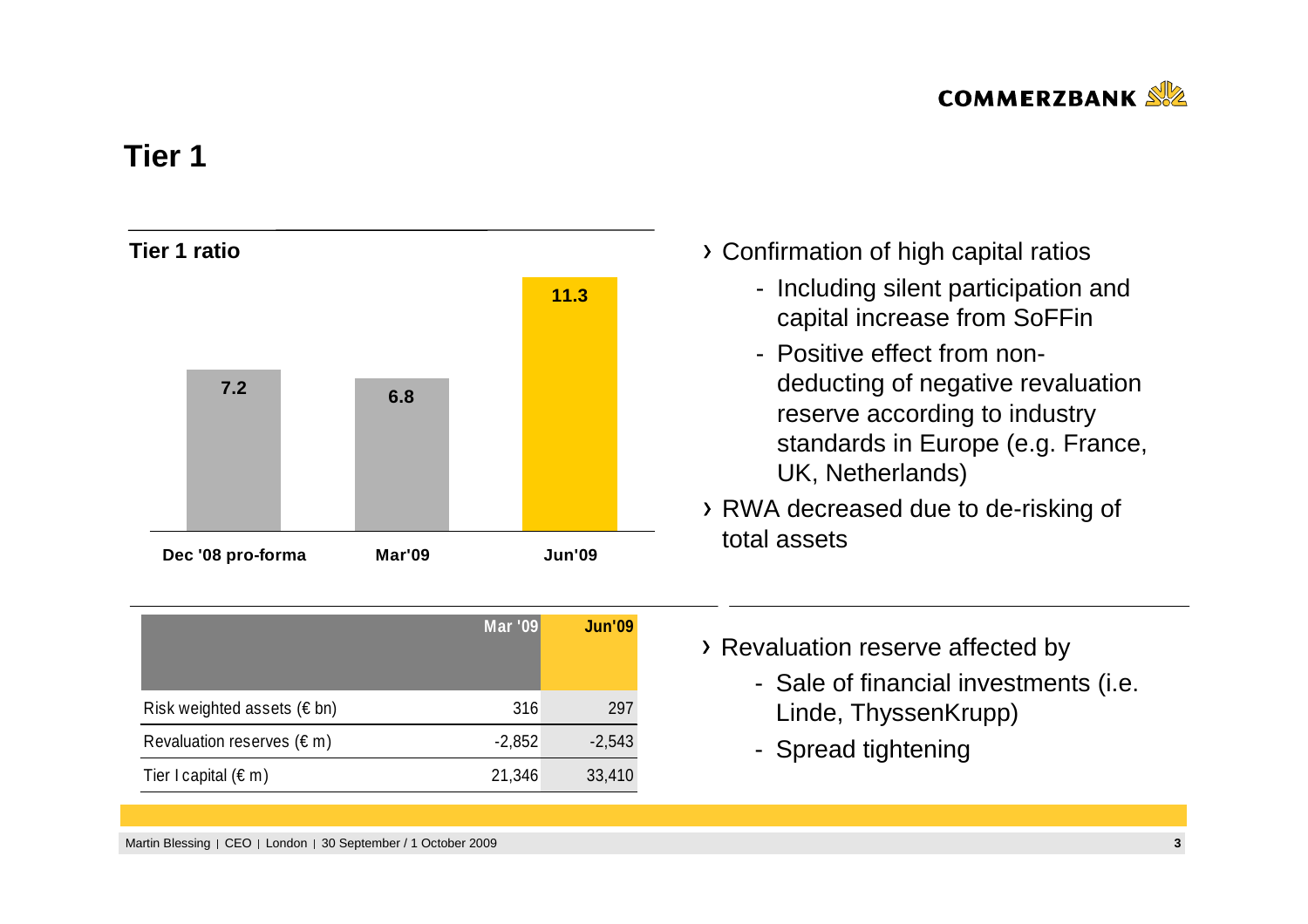# Tier 1

**Tier 1 ratio**

| Dec '08 pro-forma | Mar'09 | Jun'09 |
|---|---|---|
| 7.2 | 6.8 | 11.3 |

- Confirmation of high capital ratios
  - Including silent participation and capital increase from SoFFin
  - Positive effect from non-deducting of negative revaluation reserve according to industry standards in Europe (e.g. France, UK, Netherlands)
- RWA decreased due to de-risking of total assets

| | Mar '09 | Jun'09 |
|---|---|---|
| Risk weighted assets (€ bn) | 316 | 297 |
| Revaluation reserves (€ m) | -2,852 | -2,543 |
| Tier I capital (€ m) | 21,346 | 33,410 |

- Revaluation reserve affected by
  - Sale of financial investments (i.e. Linde, ThyssenKrupp)
  - Spread tightening

Martin Blessing | CEO | London | 30 September / 1 October 2009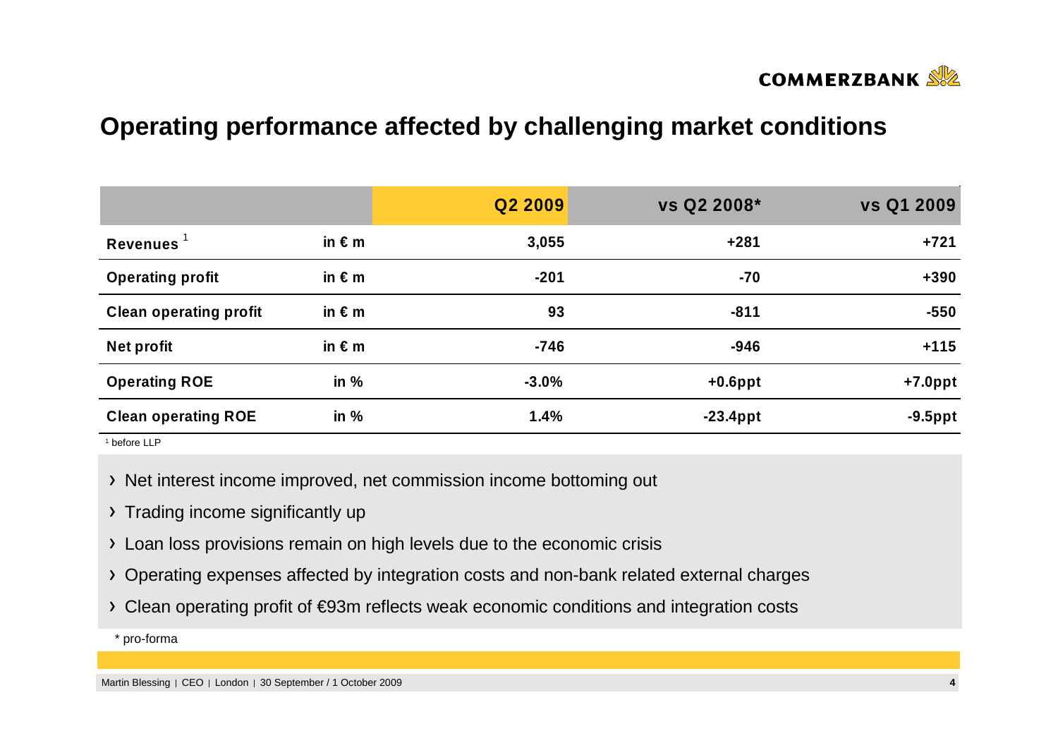# Operating performance affected by challenging market conditions

| | | Q2 2009 | vs Q2 2008* | vs Q1 2009 |
|---|---|---|---|---|
| **Revenues** [1] | in € m | 3,055 | +281 | +721 |
| **Operating profit** | in € m | -201 | -70 | +390 |
| **Clean operating profit** | in € m | 93 | -811 | -550 |
| **Net profit** | in € m | -746 | -946 | +115 |
| **Operating ROE** | in % | -3.0% | +0.6ppt | +7.0ppt |
| **Clean operating ROE** | in % | 1.4% | -23.4ppt | -9.5ppt |

[1] before LLP

- Net interest income improved, net commission income bottoming out
- Trading income significantly up
- Loan loss provisions remain on high levels due to the economic crisis
- Operating expenses affected by integration costs and non-bank related external charges
- Clean operating profit of €93m reflects weak economic conditions and integration costs

\* pro-forma

Martin Blessing | CEO | London | 30 September / 1 October 2009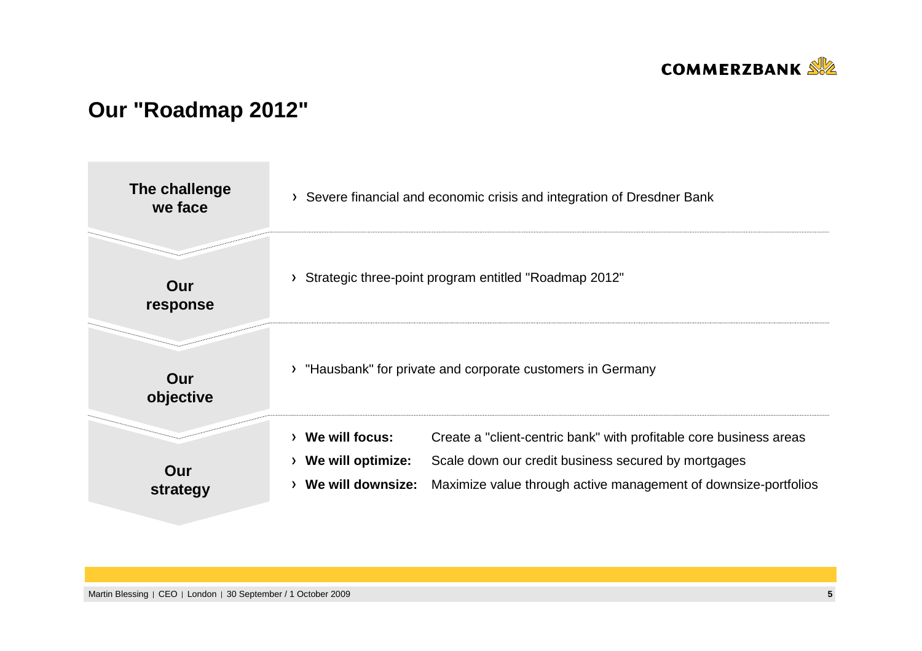# Our "Roadmap 2012"

**The challenge we face**

- Severe financial and economic crisis and integration of Dresdner Bank

**Our response**

- Strategic three-point program entitled "Roadmap 2012"

**Our objective**

- "Hausbank" for private and corporate customers in Germany

**Our strategy**

- **We will focus:** Create a "client-centric bank" with profitable core business areas
- **We will optimize:** Scale down our credit business secured by mortgages
- **We will downsize:** Maximize value through active management of downsize-portfolios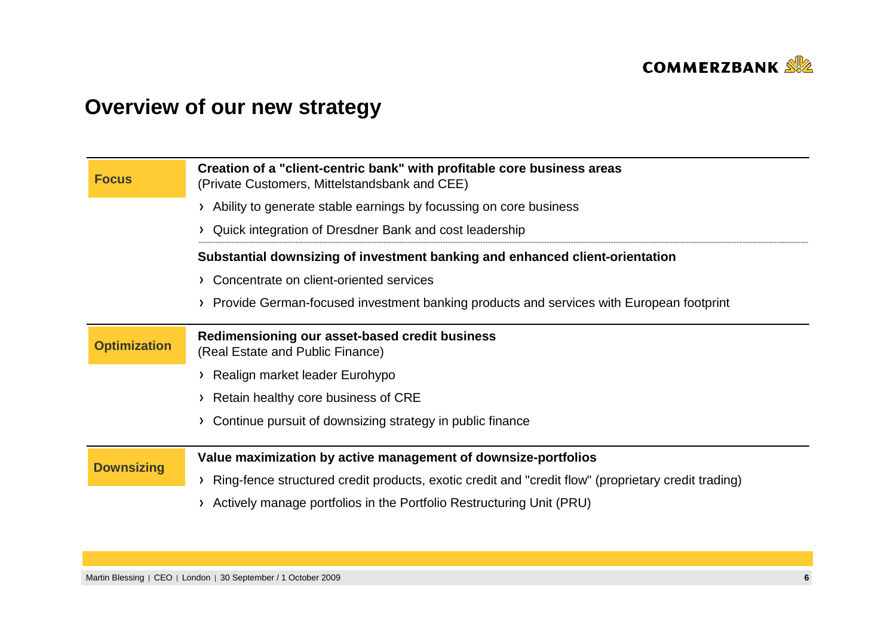# Overview of our new strategy

## Focus

**Creation of a "client-centric bank" with profitable core business areas**
(Private Customers, Mittelstandsbank and CEE)

- Ability to generate stable earnings by focussing on core business
- Quick integration of Dresdner Bank and cost leadership

**Substantial downsizing of investment banking and enhanced client-orientation**

- Concentrate on client-oriented services
- Provide German-focused investment banking products and services with European footprint

## Optimization

**Redimensioning our asset-based credit business**
(Real Estate and Public Finance)

- Realign market leader Eurohypo
- Retain healthy core business of CRE
- Continue pursuit of downsizing strategy in public finance

## Downsizing

**Value maximization by active management of downsize-portfolios**

- Ring-fence structured credit products, exotic credit and "credit flow" (proprietary credit trading)
- Actively manage portfolios in the Portfolio Restructuring Unit (PRU)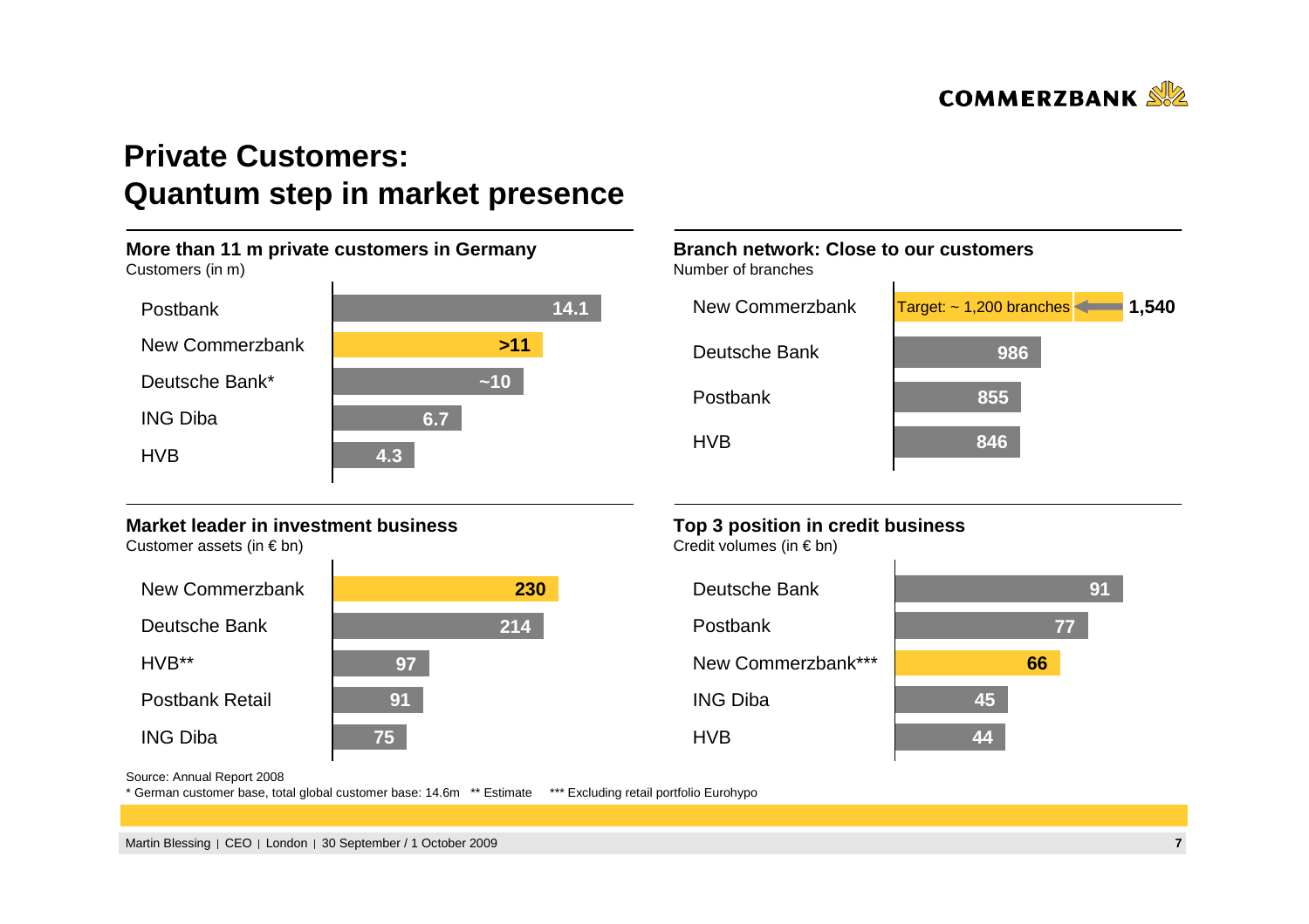# Private Customers: Quantum step in market presence

### More than 11 m private customers in Germany

Customers (in m)

| Bank | Customers (in m) |
|---|---|
| Postbank | 14.1 |
| New Commerzbank | >11 |
| Deutsche Bank* | ~10 |
| ING Diba | 6.7 |
| HVB | 4.3 |

### Branch network: Close to our customers

Number of branches

| Bank | Number of branches |
|---|---|
| New Commerzbank | 1,540 (Target: ~ 1,200 branches) |
| Deutsche Bank | 986 |
| Postbank | 855 |
| HVB | 846 |

### Market leader in investment business

Customer assets (in € bn)

| Bank | Customer assets (in € bn) |
|---|---|
| New Commerzbank | 230 |
| Deutsche Bank | 214 |
| HVB** | 97 |
| Postbank Retail | 91 |
| ING Diba | 75 |

### Top 3 position in credit business

Credit volumes (in € bn)

| Bank | Credit volumes (in € bn) |
|---|---|
| Deutsche Bank | 91 |
| Postbank | 77 |
| New Commerzbank*** | 66 |
| ING Diba | 45 |
| HVB | 44 |

Source: Annual Report 2008

* German customer base, total global customer base: 14.6m ** Estimate *** Excluding retail portfolio Eurohypo

Martin Blessing | CEO | London | 30 September / 1 October 2009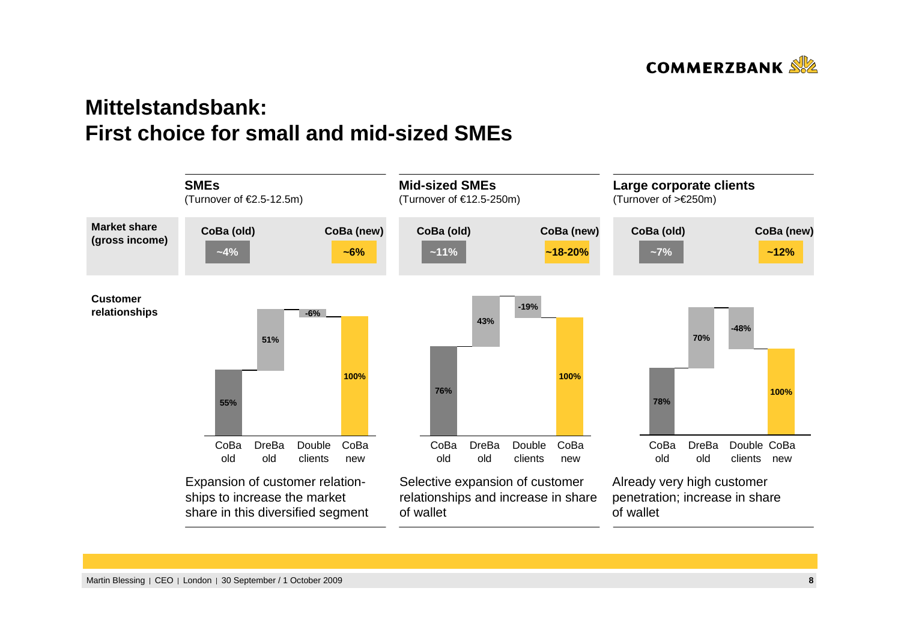# Mittelstandsbank: First choice for small and mid-sized SMEs

| | SMEs (Turnover of €2.5-12.5m) | | Mid-sized SMEs (Turnover of €12.5-250m) | | Large corporate clients (Turnover of >€250m) | |
|---|---|---|---|---|---|---|
| **Market share (gross income)** | **CoBa (old)** | **CoBa (new)** | **CoBa (old)** | **CoBa (new)** | **CoBa (old)** | **CoBa (new)** |
| | ~4% | ~6% | ~11% | ~18-20% | ~7% | ~12% |

**Customer relationships**

| | CoBa old | DreBa old | Double clients | CoBa new |
|---|---|---|---|---|
| SMEs | 55% | 51% | -6% | 100% |
| Mid-sized SMEs | 76% | 43% | -19% | 100% |
| Large corporate clients | 78% | 70% | -48% | 100% |

- **SMEs:** Expansion of customer relationships to increase the market share in this diversified segment
- **Mid-sized SMEs:** Selective expansion of customer relationships and increase in share of wallet
- **Large corporate clients:** Already very high customer penetration; increase in share of wallet

Martin Blessing | CEO | London | 30 September / 1 October 2009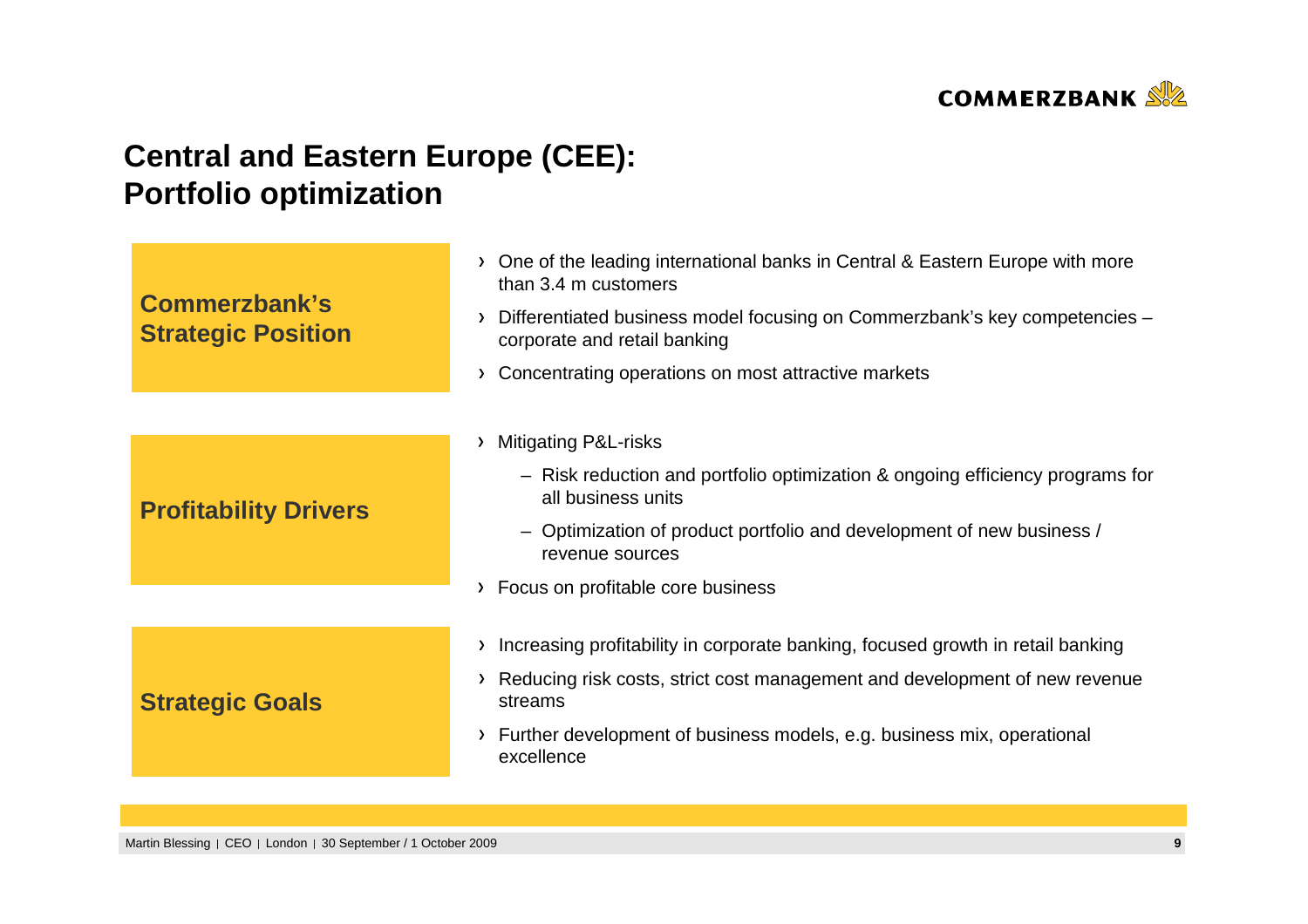# Central and Eastern Europe (CEE): Portfolio optimization

**Commerzbank's Strategic Position**

- One of the leading international banks in Central & Eastern Europe with more than 3.4 m customers
- Differentiated business model focusing on Commerzbank's key competencies – corporate and retail banking
- Concentrating operations on most attractive markets

**Profitability Drivers**

- Mitigating P&L-risks
  - Risk reduction and portfolio optimization & ongoing efficiency programs for all business units
  - Optimization of product portfolio and development of new business / revenue sources
- Focus on profitable core business

**Strategic Goals**

- Increasing profitability in corporate banking, focused growth in retail banking
- Reducing risk costs, strict cost management and development of new revenue streams
- Further development of business models, e.g. business mix, operational excellence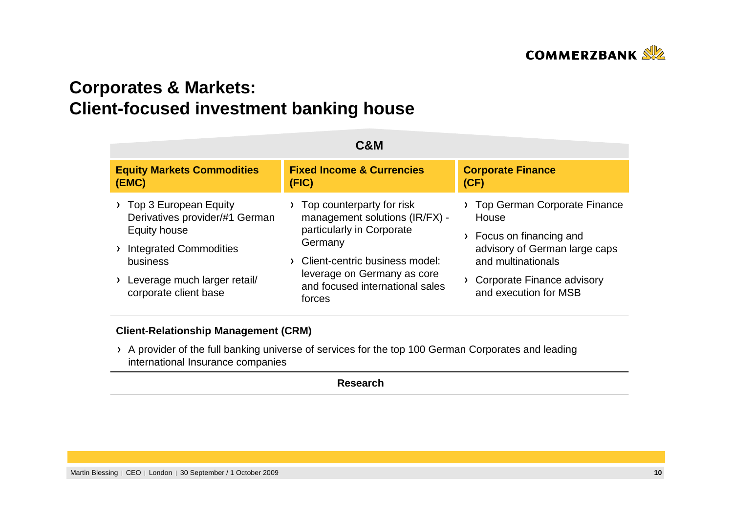# Corporates & Markets: Client-focused investment banking house

**C&M**

| Equity Markets Commodities (EMC) | Fixed Income & Currencies (FIC) | Corporate Finance (CF) |
|---|---|---|
| › Top 3 European Equity Derivatives provider/#1 German Equity house<br>› Integrated Commodities business<br>› Leverage much larger retail/ corporate client base | › Top counterparty for risk management solutions (IR/FX) - particularly in Corporate Germany<br>› Client-centric business model: leverage on Germany as core and focused international sales forces | › Top German Corporate Finance House<br>› Focus on financing and advisory of German large caps and multinationals<br>› Corporate Finance advisory and execution for MSB |

**Client-Relationship Management (CRM)**

- A provider of the full banking universe of services for the top 100 German Corporates and leading international Insurance companies

**Research**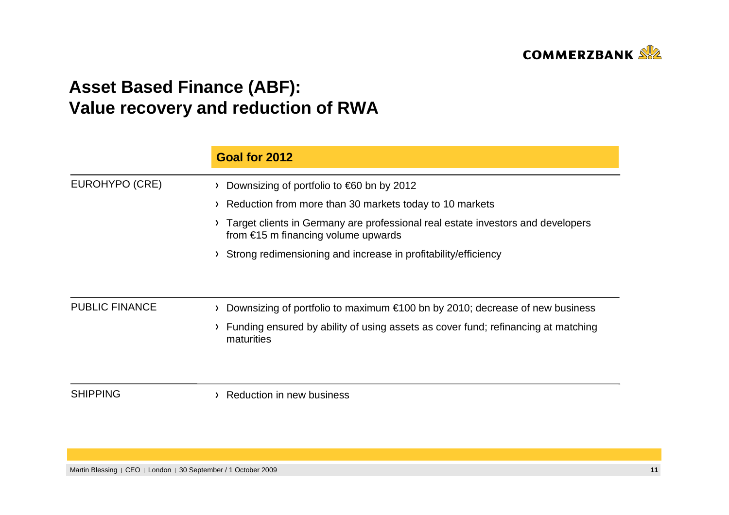# Asset Based Finance (ABF): Value recovery and reduction of RWA

| | Goal for 2012 |
|---|---|
| EUROHYPO (CRE) | › Downsizing of portfolio to €60 bn by 2012<br>› Reduction from more than 30 markets today to 10 markets<br>› Target clients in Germany are professional real estate investors and developers from €15 m financing volume upwards<br>› Strong redimensioning and increase in profitability/efficiency |
| PUBLIC FINANCE | › Downsizing of portfolio to maximum €100 bn by 2010; decrease of new business<br>› Funding ensured by ability of using assets as cover fund; refinancing at matching maturities |
| SHIPPING | › Reduction in new business |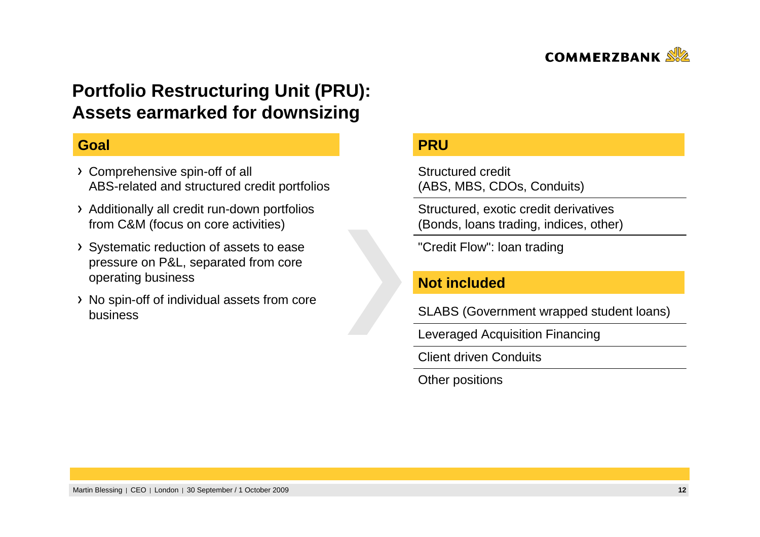# Portfolio Restructuring Unit (PRU): Assets earmarked for downsizing

## Goal

- Comprehensive spin-off of all ABS-related and structured credit portfolios
- Additionally all credit run-down portfolios from C&M (focus on core activities)
- Systematic reduction of assets to ease pressure on P&L, separated from core operating business
- No spin-off of individual assets from core business

## PRU

Structured credit
(ABS, MBS, CDOs, Conduits)

Structured, exotic credit derivatives
(Bonds, loans trading, indices, other)

"Credit Flow": loan trading

## Not included

SLABS (Government wrapped student loans)

Leveraged Acquisition Financing

Client driven Conduits

Other positions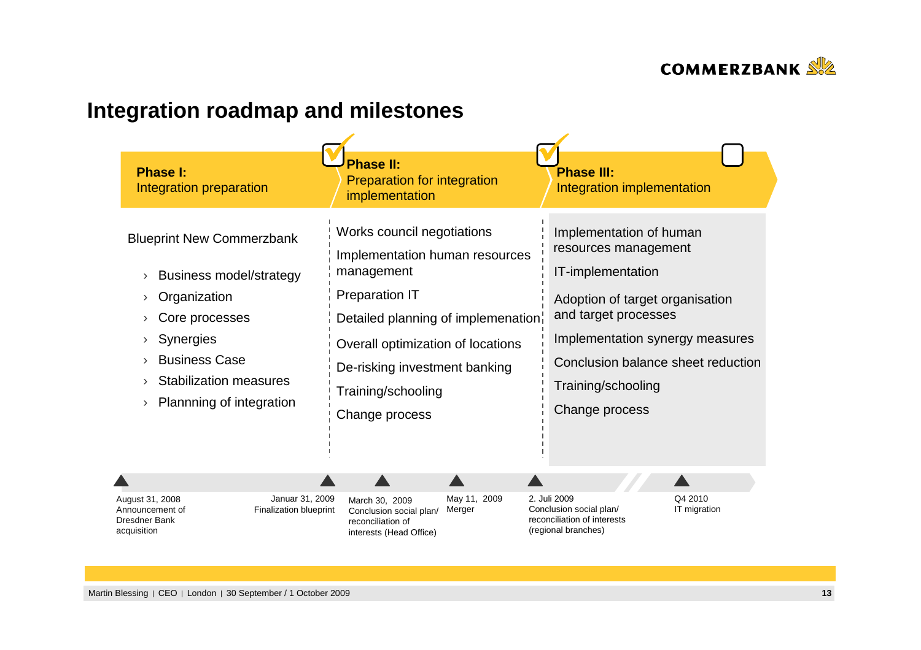## Integration roadmap and milestones

| Phase I: Integration preparation | Phase II: Preparation for integration implementation | Phase III: Integration implementation |
|---|---|---|
| Blueprint New Commerzbank | Works council negotiations | Implementation of human resources management |
| › Business model/strategy | Implementation human resources management | IT-implementation |
| › Organization | Preparation IT | Adoption of target organisation and target processes |
| › Core processes | Detailed planning of implemenation | Implementation synergy measures |
| › Synergies | Overall optimization of locations | Conclusion balance sheet reduction |
| › Business Case | De-risking investment banking | Training/schooling |
| › Stabilization measures | Training/schooling | Change process |
| › Plannning of integration | Change process | |

**Milestones:**

- August 31, 2008 – Announcement of Dresdner Bank acquisition
- Januar 31, 2009 – Finalization blueprint
- March 30, 2009 – Conclusion social plan/ reconciliation of interests (Head Office)
- May 11, 2009 – Merger
- 2. Juli 2009 – Conclusion social plan/ reconciliation of interests (regional branches)
- Q4 2010 – IT migration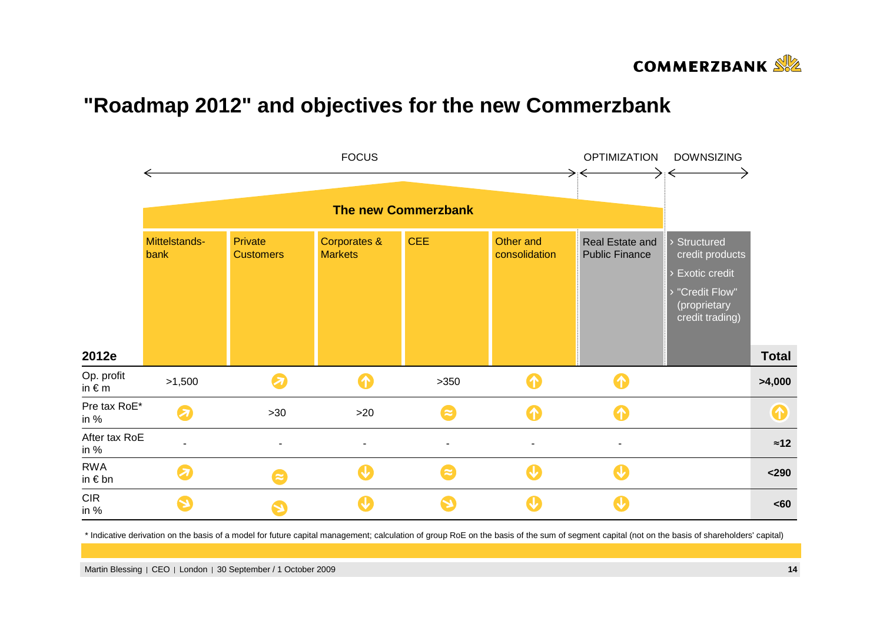# "Roadmap 2012" and objectives for the new Commerzbank

FOCUS | OPTIMIZATION | DOWNSIZING

**The new Commerzbank**

| 2012e | Mittelstands-bank | Private Customers | Corporates & Markets | CEE | Other and consolidation | Real Estate and Public Finance | › Structured credit products › Exotic credit › "Credit Flow" (proprietary credit trading) | **Total** |
|---|---|---|---|---|---|---|---|---|
| Op. profit in € m | >1,500 | ↗ | ↑ | >350 | ↑ | ↑ | | **>4,000** |
| Pre tax RoE* in % | ↗ | >30 | >20 | ≈ | ↑ | ↑ | | ↑ |
| After tax RoE in % | - | - | - | - | - | - | | **≈12** |
| RWA in € bn | ↗ | ≈ | ↓ | ≈ | ↓ | ↓ | | **<290** |
| CIR in % | ↘ | ↘ | ↓ | ↘ | ↓ | ↓ | | **<60** |

\* Indicative derivation on the basis of a model for future capital management; calculation of group RoE on the basis of the sum of segment capital (not on the basis of shareholders' capital)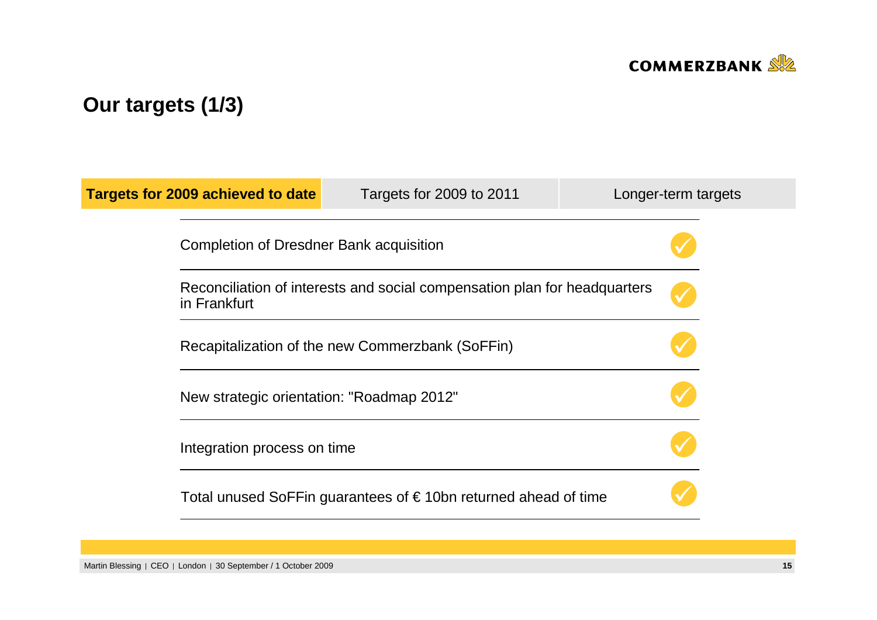# Our targets (1/3)

| **Targets for 2009 achieved to date** | Targets for 2009 to 2011 | Longer-term targets |
| --- | --- | --- |

| Target | Status |
| --- | --- |
| Completion of Dresdner Bank acquisition | ✓ |
| Reconciliation of interests and social compensation plan for headquarters in Frankfurt | ✓ |
| Recapitalization of the new Commerzbank (SoFFin) | ✓ |
| New strategic orientation: "Roadmap 2012" | ✓ |
| Integration process on time | ✓ |
| Total unused SoFFin guarantees of € 10bn returned ahead of time | ✓ |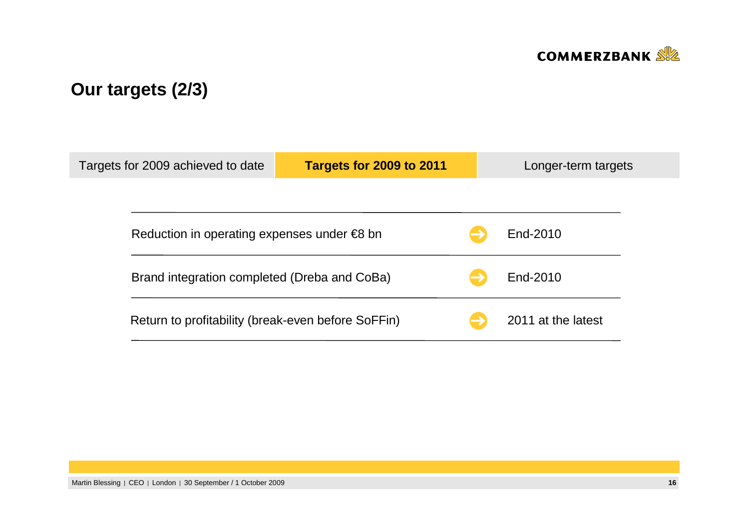# Our targets (2/3)

| Targets for 2009 achieved to date | **Targets for 2009 to 2011** | Longer-term targets |
|---|---|---|

| Target | | Timing |
|---|---|---|
| Reduction in operating expenses under €8 bn | → | End-2010 |
| Brand integration completed (Dreba and CoBa) | → | End-2010 |
| Return to profitability (break-even before SoFFin) | → | 2011 at the latest |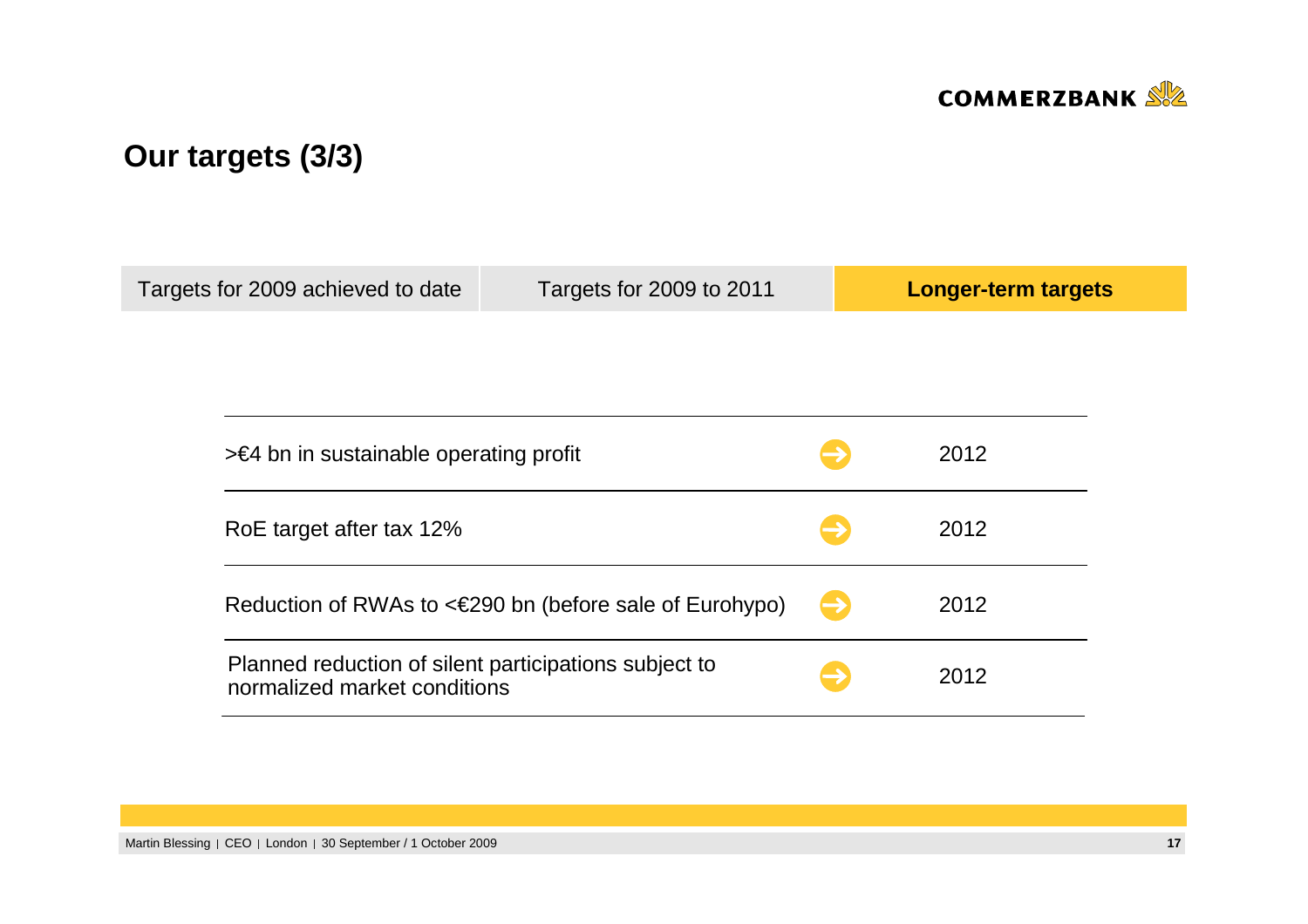# Our targets (3/3)

| Targets for 2009 achieved to date | Targets for 2009 to 2011 | **Longer-term targets** |
|---|---|---|

| Target | | Year |
|---|---|---|
| >€4 bn in sustainable operating profit | → | 2012 |
| RoE target after tax 12% | → | 2012 |
| Reduction of RWAs to <€290 bn (before sale of Eurohypo) | → | 2012 |
| Planned reduction of silent participations subject to normalized market conditions | → | 2012 |

Martin Blessing | CEO | London | 30 September / 1 October 2009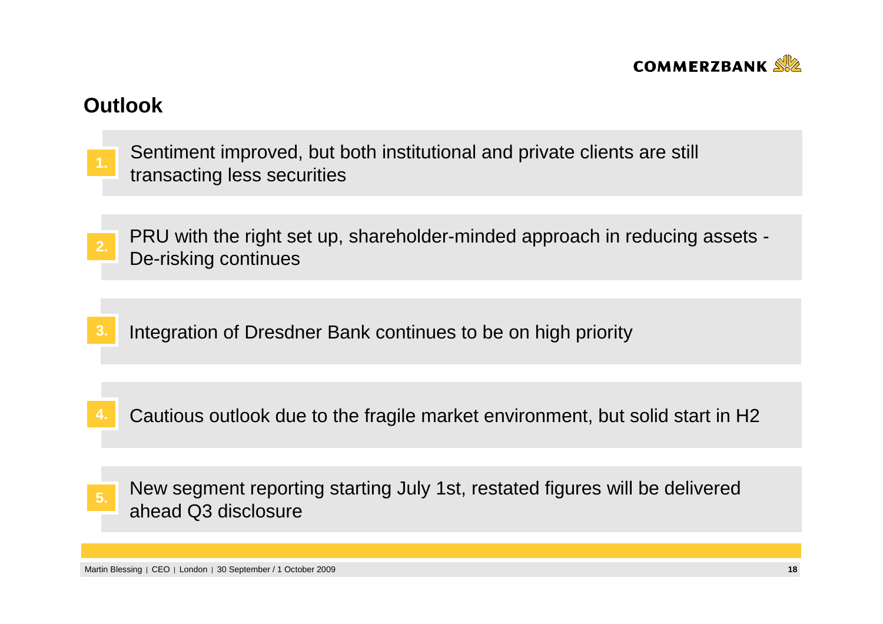## Outlook

1. Sentiment improved, but both institutional and private clients are still transacting less securities

2. PRU with the right set up, shareholder-minded approach in reducing assets - De-risking continues

3. Integration of Dresdner Bank continues to be on high priority

4. Cautious outlook due to the fragile market environment, but solid start in H2

5. New segment reporting starting July 1st, restated figures will be delivered ahead Q3 disclosure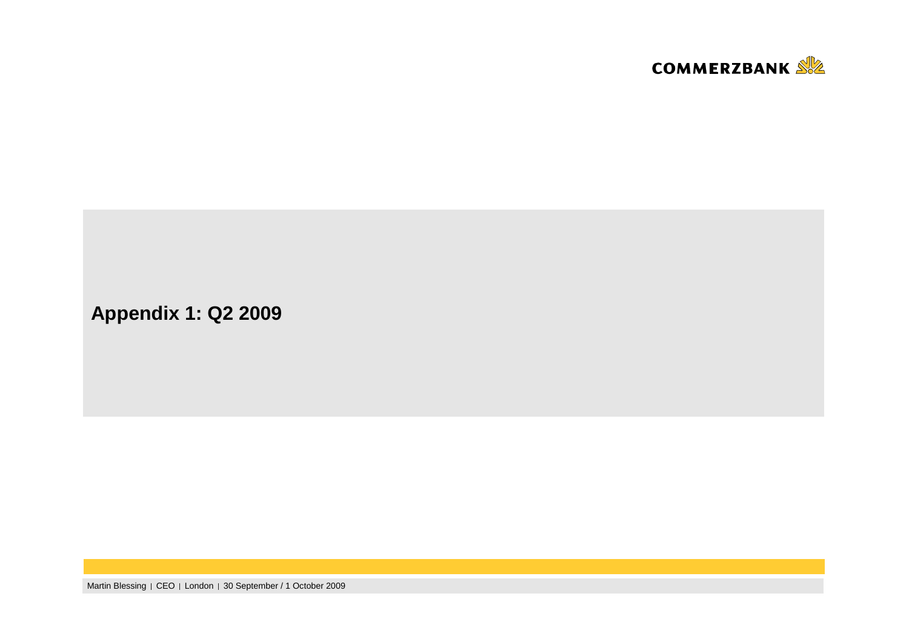# Appendix 1: Q2 2009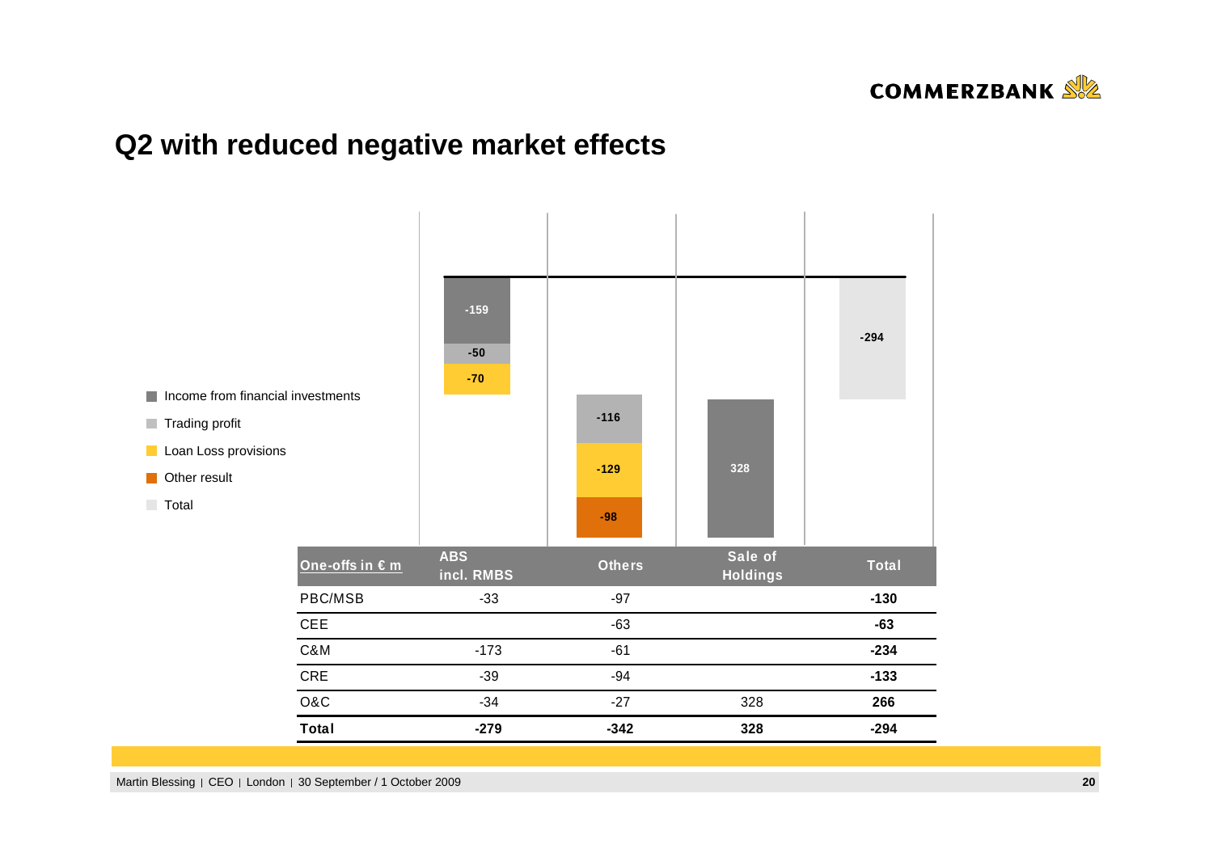# Q2 with reduced negative market effects

- Income from financial investments
- Trading profit
- Loan Loss provisions
- Other result
- Total

| | ABS incl. RMBS | Others | Sale of Holdings | Total |
|---|---|---|---|---|
| Income from financial investments | -159 | | 328 | |
| Trading profit | -50 | -116 | | |
| Loan Loss provisions | -70 | -129 | | |
| Other result | | -98 | | |
| Total | | | | -294 |

| One-offs in € m | ABS incl. RMBS | Others | Sale of Holdings | Total |
|---|---|---|---|---|
| PBC/MSB | -33 | -97 | | **-130** |
| CEE | | -63 | | **-63** |
| C&M | -173 | -61 | | **-234** |
| CRE | -39 | -94 | | **-133** |
| O&C | -34 | -27 | 328 | **266** |
| **Total** | **-279** | **-342** | **328** | **-294** |

Martin Blessing | CEO | London | 30 September / 1 October 2009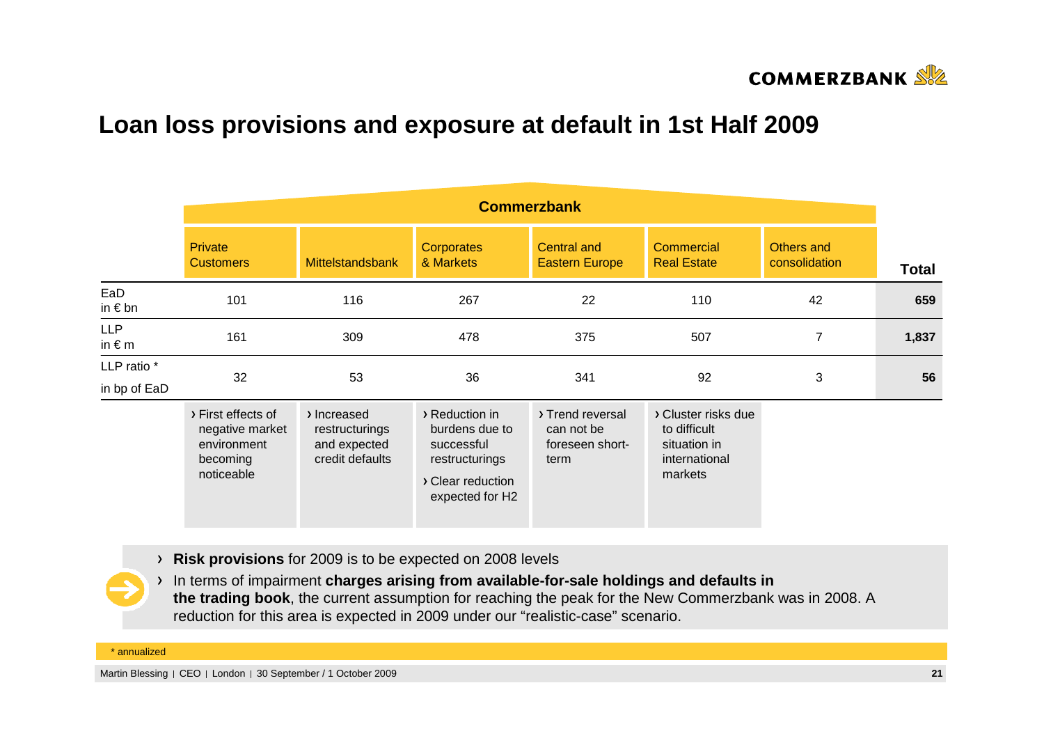# Loan loss provisions and exposure at default in 1st Half 2009

| | Commerzbank | | | | | | |
|---|---|---|---|---|---|---|---|
| | Private Customers | Mittelstandsbank | Corporates & Markets | Central and Eastern Europe | Commercial Real Estate | Others and consolidation | **Total** |
| EaD in € bn | 101 | 116 | 267 | 22 | 110 | 42 | **659** |
| LLP in € m | 161 | 309 | 478 | 375 | 507 | 7 | **1,837** |
| LLP ratio * in bp of EaD | 32 | 53 | 36 | 341 | 92 | 3 | **56** |
| | › First effects of negative market environment becoming noticeable | › Increased restructurings and expected credit defaults | › Reduction in burdens due to successful restructurings › Clear reduction expected for H2 | › Trend reversal can not be foreseen short-term | › Cluster risks due to difficult situation in international markets | | |

- **Risk provisions** for 2009 is to be expected on 2008 levels
- In terms of impairment **charges arising from available-for-sale holdings and defaults in the trading book**, the current assumption for reaching the peak for the New Commerzbank was in 2008. A reduction for this area is expected in 2009 under our "realistic-case" scenario.

* annualized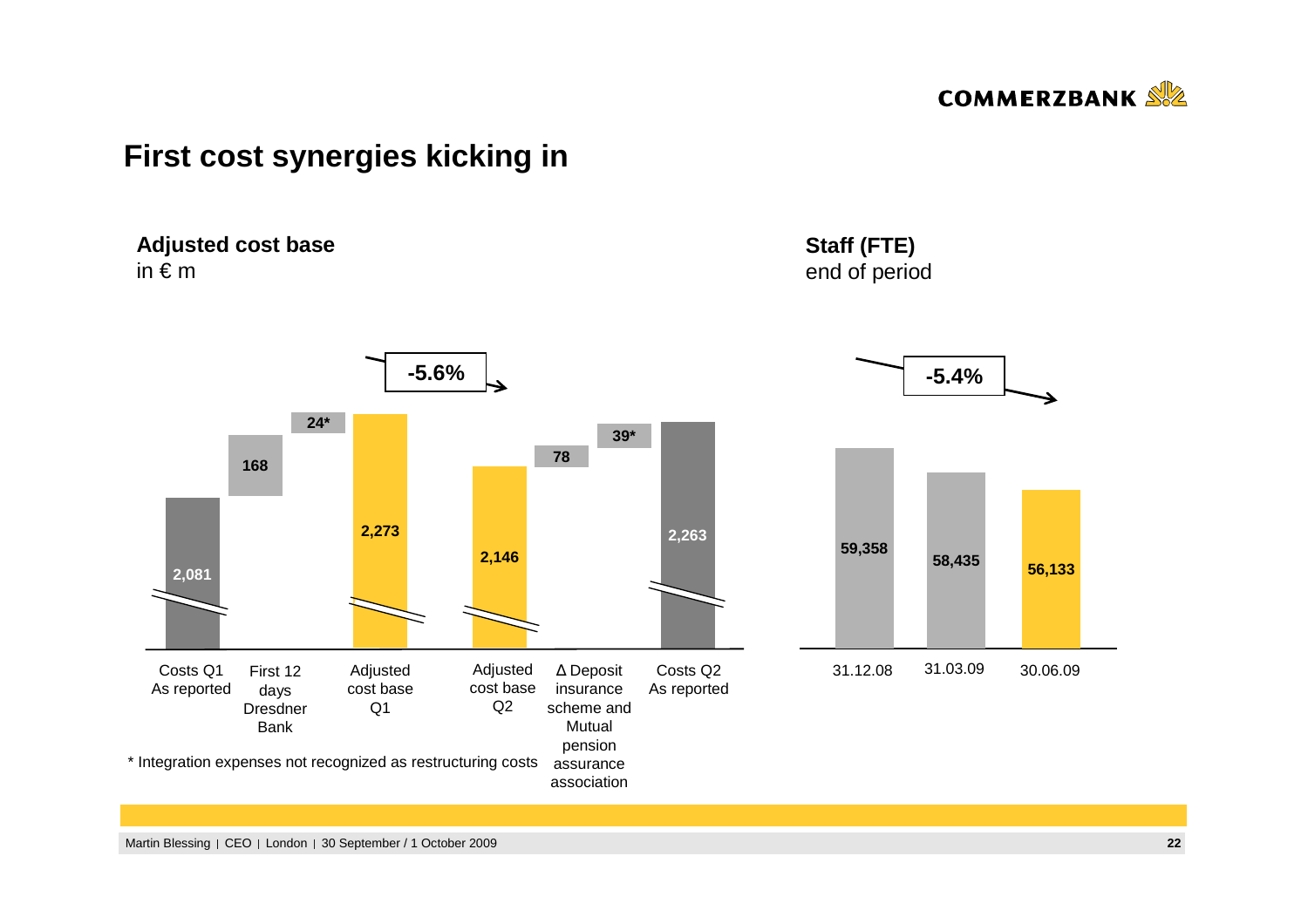# First cost synergies kicking in

## Adjusted cost base
in € m

| Item | Value |
|---|---|
| Costs Q1 As reported | 2,081 |
| First 12 days Dresdner Bank | 168 |
| * | 24* |
| Adjusted cost base Q1 | 2,273 |
| Adjusted cost base Q2 | 2,146 |
| Δ Deposit insurance scheme and Mutual pension assurance association | 78 |
| * | 39* |
| Costs Q2 As reported | 2,263 |

-5.6%

\* Integration expenses not recognized as restructuring costs

## Staff (FTE)
end of period

| 31.12.08 | 31.03.09 | 30.06.09 |
|---|---|---|
| 59,358 | 58,435 | 56,133 |

-5.4%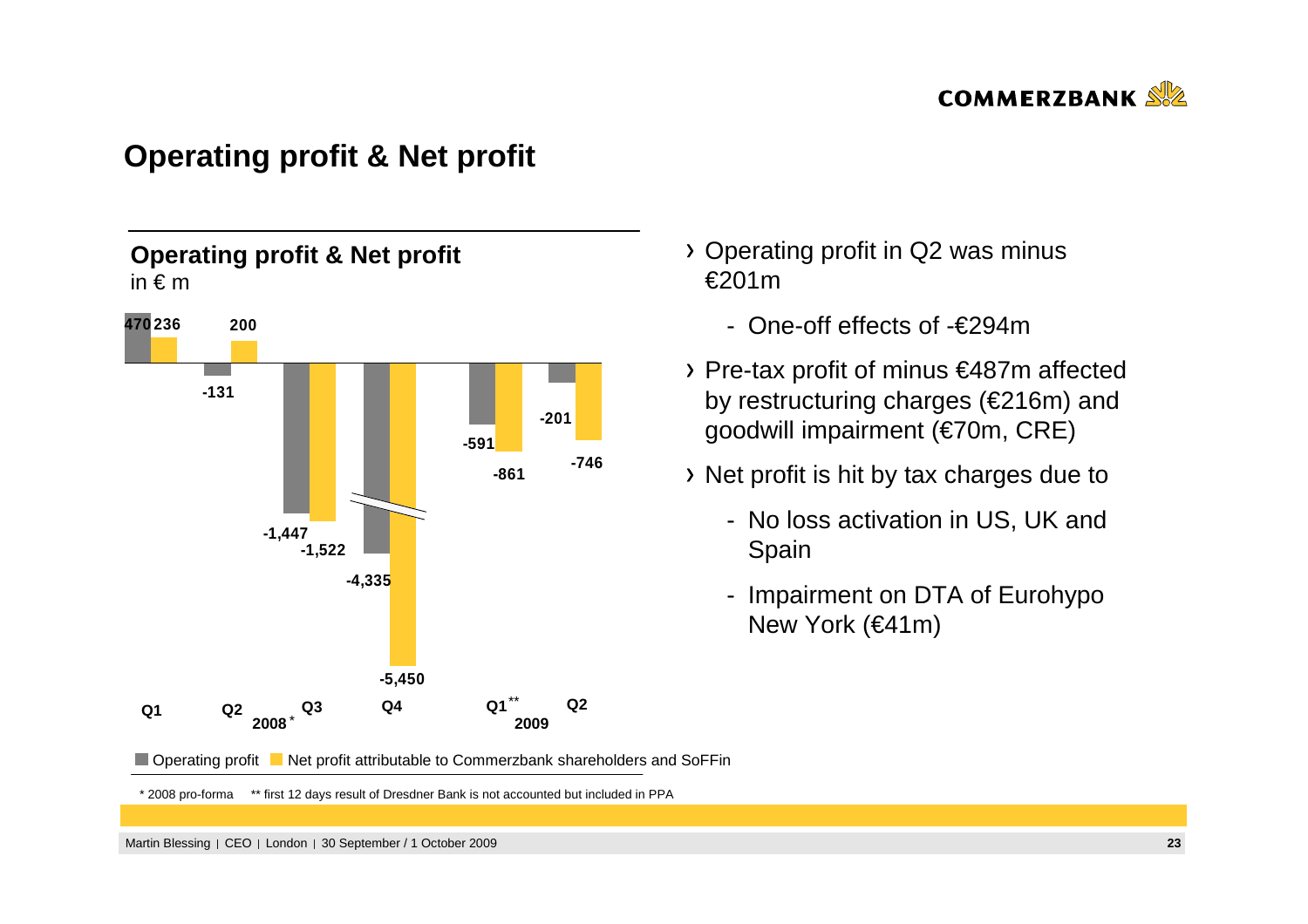# Operating profit & Net profit

## Operating profit & Net profit

in € m

| | 2008* Q1 | 2008* Q2 | 2008* Q3 | 2008* Q4 | 2009 Q1** | 2009 Q2 |
|---|---|---|---|---|---|---|
| Operating profit | 470 | -131 | -1,447 | -4,335 | -591 | -201 |
| Net profit attributable to Commerzbank shareholders and SoFFin | 236 | 200 | -1,522 | -5,450 | -861 | -746 |

\* 2008 pro-forma  \*\* first 12 days result of Dresdner Bank is not accounted but included in PPA

- Operating profit in Q2 was minus €201m
  - One-off effects of -€294m
- Pre-tax profit of minus €487m affected by restructuring charges (€216m) and goodwill impairment (€70m, CRE)
- Net profit is hit by tax charges due to
  - No loss activation in US, UK and Spain
  - Impairment on DTA of Eurohypo New York (€41m)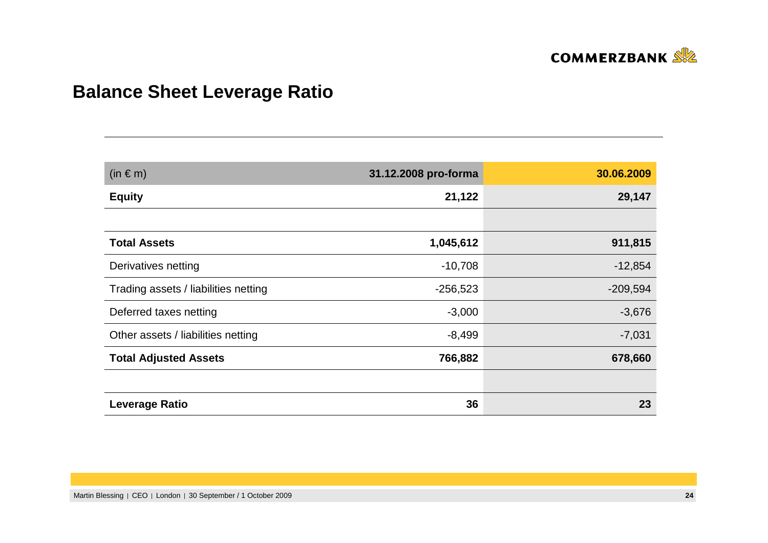# Balance Sheet Leverage Ratio

| (in € m) | 31.12.2008 pro-forma | 30.06.2009 |
|---|---|---|
| **Equity** | **21,122** | **29,147** |
| | | |
| **Total Assets** | **1,045,612** | **911,815** |
| Derivatives netting | -10,708 | -12,854 |
| Trading assets / liabilities netting | -256,523 | -209,594 |
| Deferred taxes netting | -3,000 | -3,676 |
| Other assets / liabilities netting | -8,499 | -7,031 |
| **Total Adjusted Assets** | **766,882** | **678,660** |
| | | |
| **Leverage Ratio** | **36** | **23** |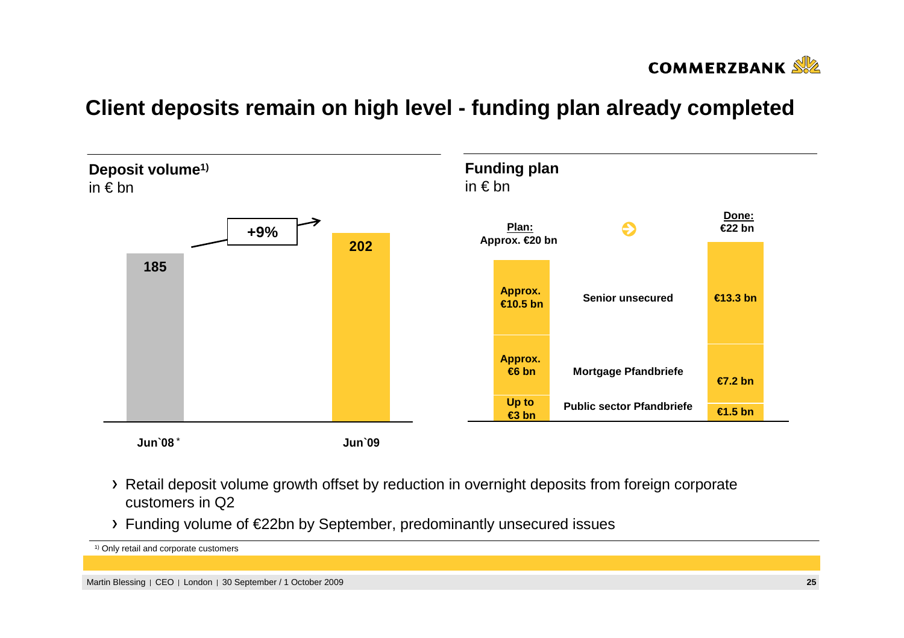# Client deposits remain on high level - funding plan already completed

## Deposit volume[1)]
in € bn

| | Jun`08 * | Jun`09 |
|---|---|---|
| Deposit volume | 185 | 202 |

+9%

## Funding plan
in € bn

| | Plan: Approx. €20 bn | Done: €22 bn |
|---|---|---|
| Senior unsecured | Approx. €10.5 bn | €13.3 bn |
| Mortgage Pfandbriefe | Approx. €6 bn | €7.2 bn |
| Public sector Pfandbriefe | Up to €3 bn | €1.5 bn |

- Retail deposit volume growth offset by reduction in overnight deposits from foreign corporate customers in Q2
- Funding volume of €22bn by September, predominantly unsecured issues

1) Only retail and corporate customers

Martin Blessing | CEO | London | 30 September / 1 October 2009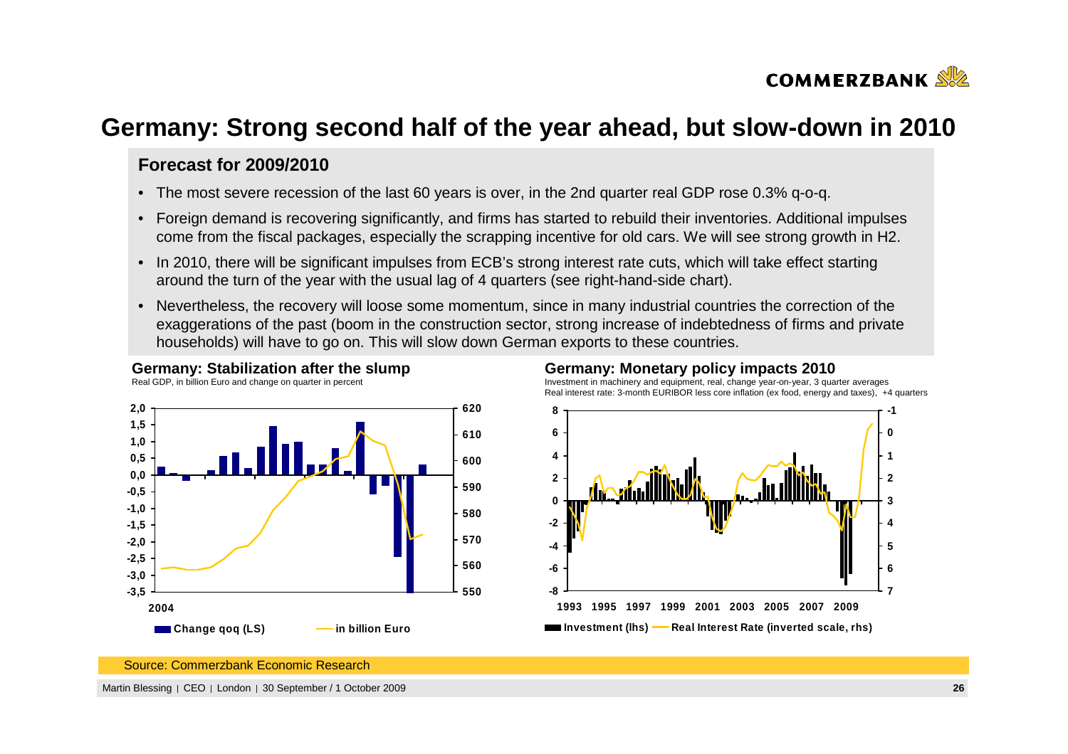# Germany: Strong second half of the year ahead, but slow-down in 2010

## Forecast for 2009/2010

- The most severe recession of the last 60 years is over, in the 2nd quarter real GDP rose 0.3% q-o-q.
- Foreign demand is recovering significantly, and firms has started to rebuild their inventories. Additional impulses come from the fiscal packages, especially the scrapping incentive for old cars. We will see strong growth in H2.
- In 2010, there will be significant impulses from ECB's strong interest rate cuts, which will take effect starting around the turn of the year with the usual lag of 4 quarters (see right-hand-side chart).
- Nevertheless, the recovery will loose some momentum, since in many industrial countries the correction of the exaggerations of the past (boom in the construction sector, strong increase of indebtedness of firms and private households) will have to go on. This will slow down German exports to these countries.

**Germany: Stabilization after the slump**

Real GDP, in billion Euro and change on quarter in percent

Change qoq (LS) — in billion Euro

**Germany: Monetary policy impacts 2010**

Investment in machinery and equipment, real, change year-on-year, 3 quarter averages
Real interest rate: 3-month EURIBOR less core inflation (ex food, energy and taxes), +4 quarters

Investment (lhs) — Real Interest Rate (inverted scale, rhs)

Source: Commerzbank Economic Research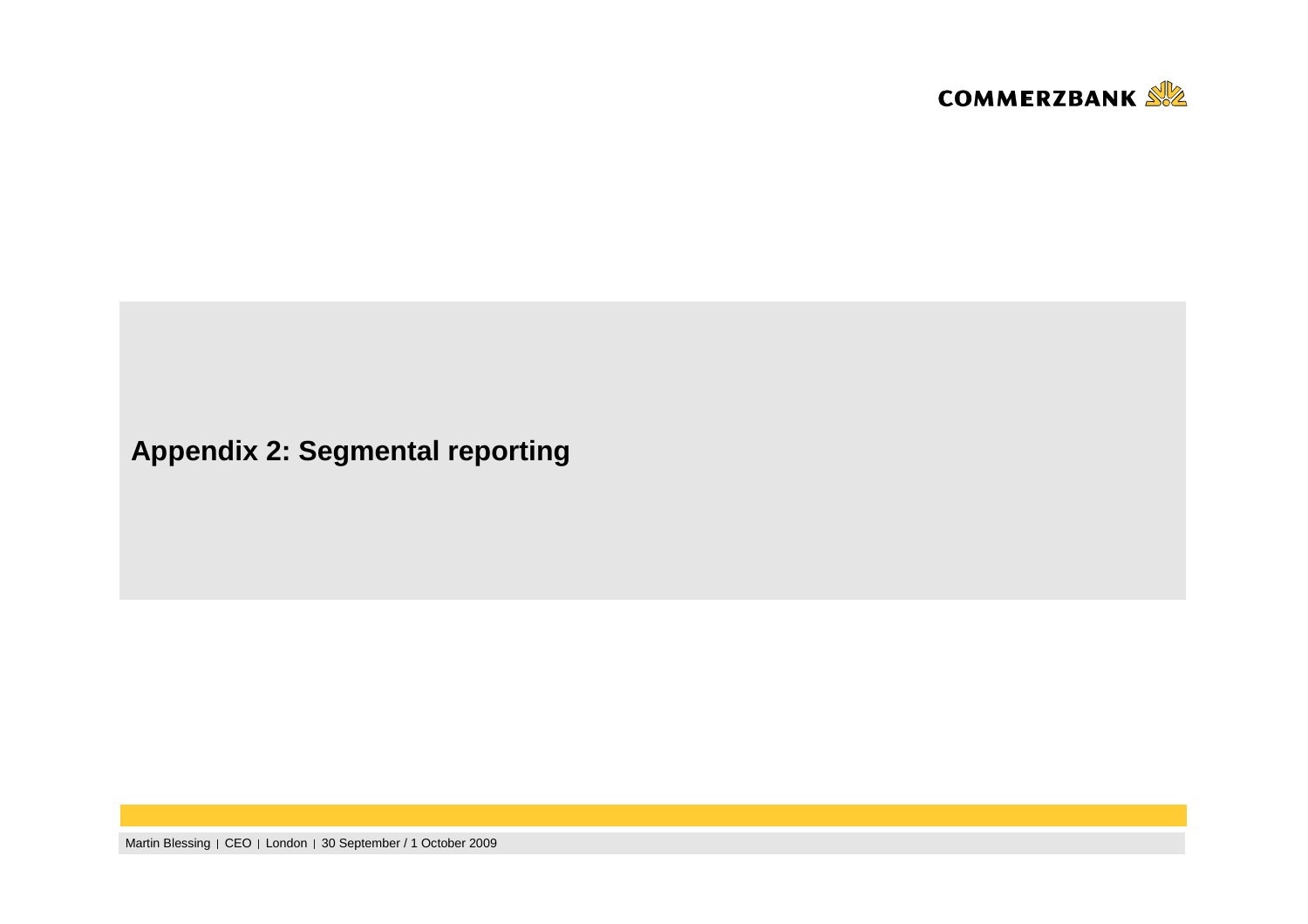# Appendix 2: Segmental reporting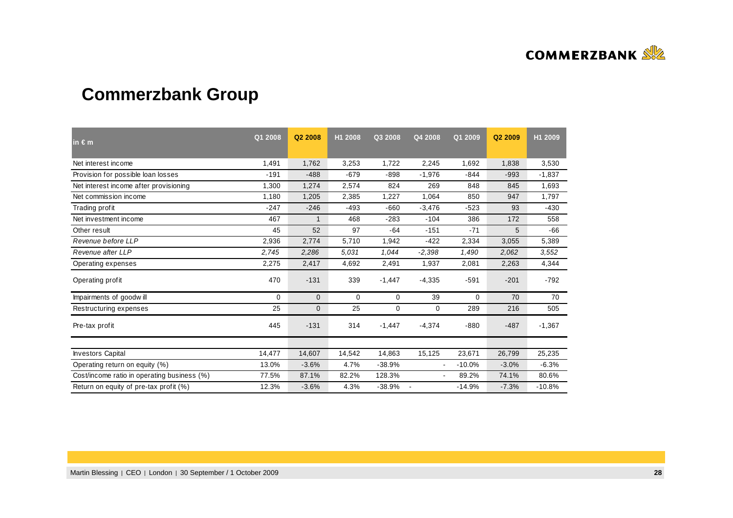# Commerzbank Group

| in € m | Q1 2008 | Q2 2008 | H1 2008 | Q3 2008 | Q4 2008 | Q1 2009 | Q2 2009 | H1 2009 |
|---|---|---|---|---|---|---|---|---|
| Net interest income | 1,491 | 1,762 | 3,253 | 1,722 | 2,245 | 1,692 | 1,838 | 3,530 |
| Provision for possible loan losses | -191 | -488 | -679 | -898 | -1,976 | -844 | -993 | -1,837 |
| Net interest income after provisioning | 1,300 | 1,274 | 2,574 | 824 | 269 | 848 | 845 | 1,693 |
| Net commission income | 1,180 | 1,205 | 2,385 | 1,227 | 1,064 | 850 | 947 | 1,797 |
| Trading profit | -247 | -246 | -493 | -660 | -3,476 | -523 | 93 | -430 |
| Net investment income | 467 | 1 | 468 | -283 | -104 | 386 | 172 | 558 |
| Other result | 45 | 52 | 97 | -64 | -151 | -71 | 5 | -66 |
| *Revenue before LLP* | 2,936 | 2,774 | 5,710 | 1,942 | -422 | 2,334 | 3,055 | 5,389 |
| *Revenue after LLP* | *2,745* | *2,286* | *5,031* | *1,044* | *-2,398* | *1,490* | *2,062* | *3,552* |
| Operating expenses | 2,275 | 2,417 | 4,692 | 2,491 | 1,937 | 2,081 | 2,263 | 4,344 |
| Operating profit | 470 | -131 | 339 | -1,447 | -4,335 | -591 | -201 | -792 |
| Impairments of goodwill | 0 | 0 | 0 | 0 | 39 | 0 | 70 | 70 |
| Restructuring expenses | 25 | 0 | 25 | 0 | 0 | 289 | 216 | 505 |
| Pre-tax profit | 445 | -131 | 314 | -1,447 | -4,374 | -880 | -487 | -1,367 |
| | | | | | | | | |
| Investors Capital | 14,477 | 14,607 | 14,542 | 14,863 | 15,125 | 23,671 | 26,799 | 25,235 |
| Operating return on equity (%) | 13.0% | -3.6% | 4.7% | -38.9% | - | -10.0% | -3.0% | -6.3% |
| Cost/income ratio in operating business (%) | 77.5% | 87.1% | 82.2% | 128.3% | - | 89.2% | 74.1% | 80.6% |
| Return on equity of pre-tax profit (%) | 12.3% | -3.6% | 4.3% | -38.9% | - | -14.9% | -7.3% | -10.8% |

Martin Blessing | CEO | London | 30 September / 1 October 2009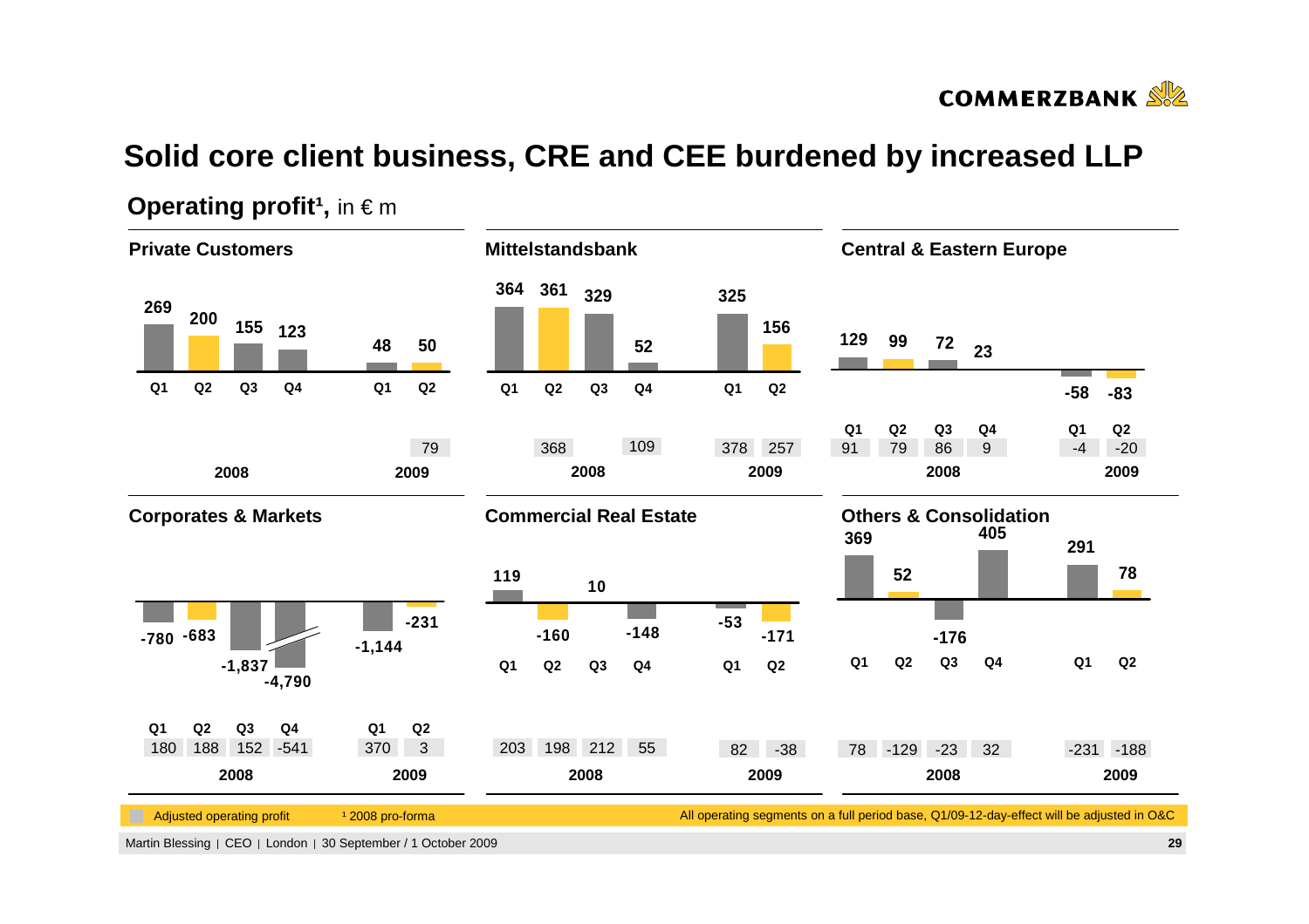# Solid core client business, CRE and CEE burdened by increased LLP

## Operating profit[1], in € m

### Private Customers

| | Q1 2008 | Q2 2008 | Q3 2008 | Q4 2008 | Q1 2009 | Q2 2009 |
|---|---|---|---|---|---|---|
| Operating profit | 269 | 200 | 155 | 123 | 48 | 50 |
| Adjusted operating profit | | | | | | 79 |

### Mittelstandsbank

| | Q1 2008 | Q2 2008 | Q3 2008 | Q4 2008 | Q1 2009 | Q2 2009 |
|---|---|---|---|---|---|---|
| Operating profit | 364 | 361 | 329 | 52 | 325 | 156 |
| Adjusted operating profit | | 368 | | 109 | 378 | 257 |

### Central & Eastern Europe

| | Q1 2008 | Q2 2008 | Q3 2008 | Q4 2008 | Q1 2009 | Q2 2009 |
|---|---|---|---|---|---|---|
| Operating profit | 129 | 99 | 72 | 23 | -58 | -83 |
| Adjusted operating profit | 91 | 79 | 86 | 9 | -4 | -20 |

### Corporates & Markets

| | Q1 2008 | Q2 2008 | Q3 2008 | Q4 2008 | Q1 2009 | Q2 2009 |
|---|---|---|---|---|---|---|
| Operating profit | -780 | -683 | -1,837 | -4,790 | -1,144 | -231 |
| Adjusted operating profit | 180 | 188 | 152 | -541 | 370 | 3 |

### Commercial Real Estate

| | Q1 2008 | Q2 2008 | Q3 2008 | Q4 2008 | Q1 2009 | Q2 2009 |
|---|---|---|---|---|---|---|
| Operating profit | 119 | -160 | 10 | -148 | -53 | -171 |
| Adjusted operating profit | 203 | 198 | 212 | 55 | 82 | -38 |

### Others & Consolidation

| | Q1 2008 | Q2 2008 | Q3 2008 | Q4 2008 | Q1 2009 | Q2 2009 |
|---|---|---|---|---|---|---|
| Operating profit | 369 | 52 | -176 | 405 | 291 | 78 |
| Adjusted operating profit | 78 | -129 | -23 | 32 | -231 | -188 |

Adjusted operating profit

[1] 2008 pro-forma

All operating segments on a full period base, Q1/09-12-day-effect will be adjusted in O&C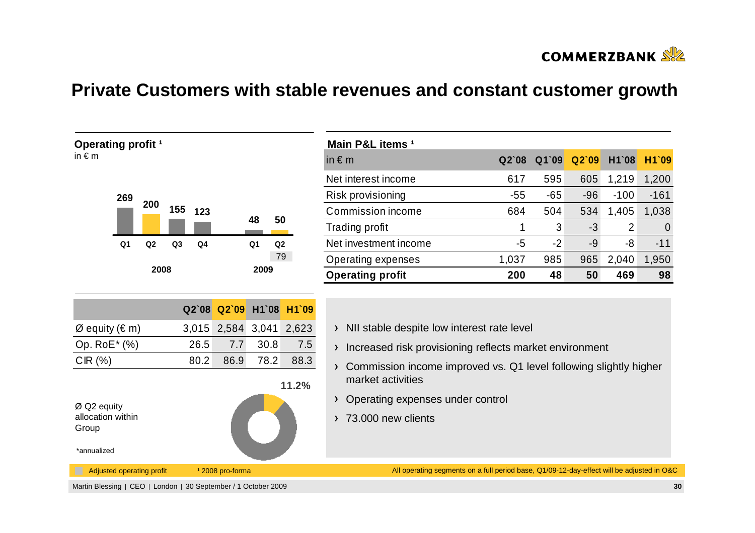# Private Customers with stable revenues and constant customer growth

**Operating profit ¹**
in € m

| | 2008 Q1 | 2008 Q2 | 2008 Q3 | 2008 Q4 | 2009 Q1 | 2009 Q2 |
|---|---|---|---|---|---|---|
| Operating profit | 269 | 200 | 155 | 123 | 48 | 50 |
| Adjusted operating profit | | | | | | 79 |

**Main P&L items ¹**

| in € m | Q2`08 | Q1`09 | Q2`09 | H1`08 | H1`09 |
|---|---|---|---|---|---|
| Net interest income | 617 | 595 | 605 | 1,219 | 1,200 |
| Risk provisioning | -55 | -65 | -96 | -100 | -161 |
| Commission income | 684 | 504 | 534 | 1,405 | 1,038 |
| Trading profit | 1 | 3 | -3 | 2 | 0 |
| Net investment income | -5 | -2 | -9 | -8 | -11 |
| Operating expenses | 1,037 | 985 | 965 | 2,040 | 1,950 |
| **Operating profit** | **200** | **48** | **50** | **469** | **98** |

| | Q2`08 | Q2`09 | H1`08 | H1`09 |
|---|---|---|---|---|
| Ø equity (€ m) | 3,015 | 2,584 | 3,041 | 2,623 |
| Op. RoE* (%) | 26.5 | 7.7 | 30.8 | 7.5 |
| CIR (%) | 80.2 | 86.9 | 78.2 | 88.3 |

Ø Q2 equity allocation within Group: 11.2%

\*annualized

- NII stable despite low interest rate level
- Increased risk provisioning reflects market environment
- Commission income improved vs. Q1 level following slightly higher market activities
- Operating expenses under control
- 73.000 new clients

Adjusted operating profit

¹ 2008 pro-forma

All operating segments on a full period base, Q1/09-12-day-effect will be adjusted in O&C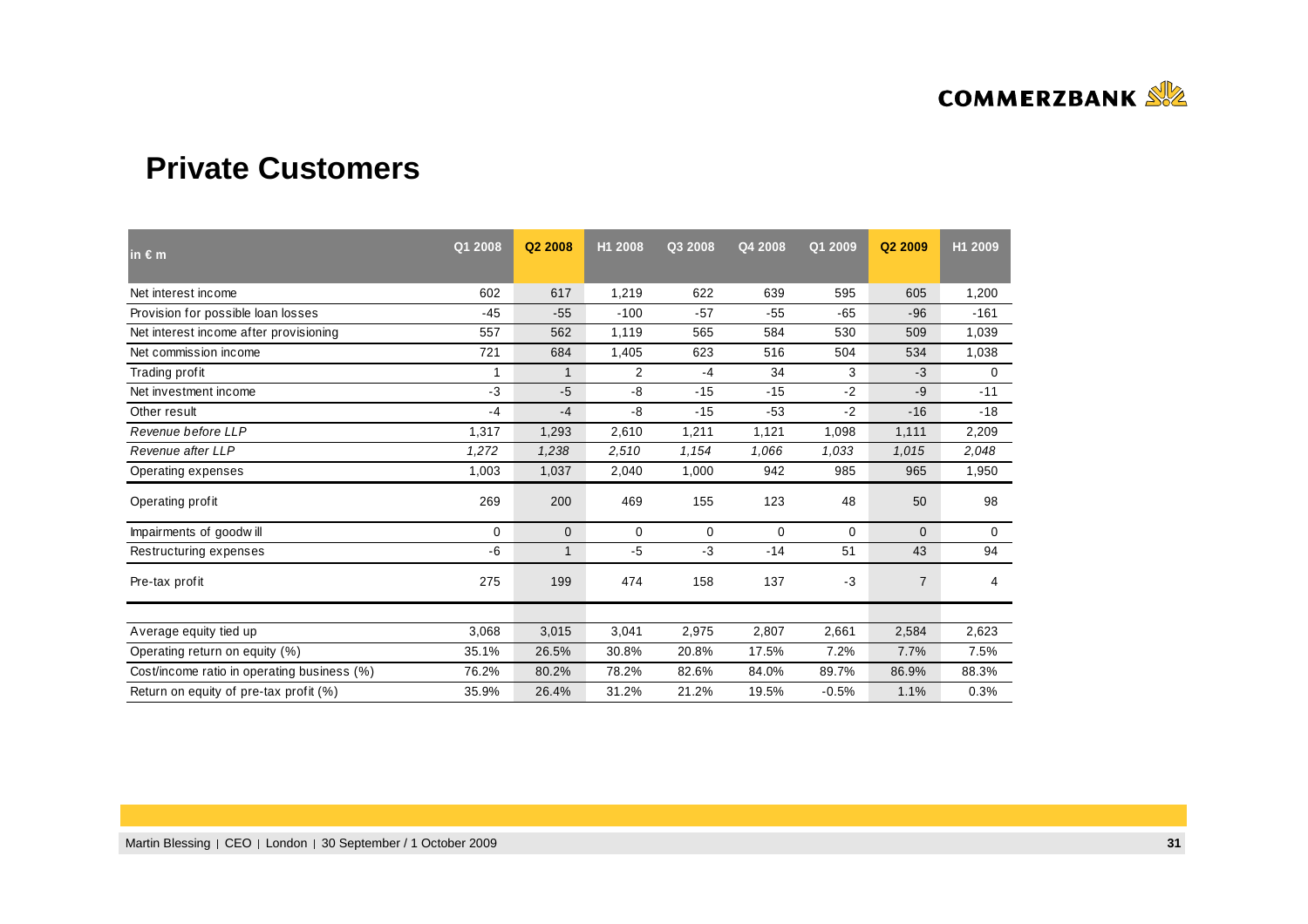## Private Customers

| in € m | Q1 2008 | Q2 2008 | H1 2008 | Q3 2008 | Q4 2008 | Q1 2009 | Q2 2009 | H1 2009 |
|---|---|---|---|---|---|---|---|---|
| Net interest income | 602 | 617 | 1,219 | 622 | 639 | 595 | 605 | 1,200 |
| Provision for possible loan losses | -45 | -55 | -100 | -57 | -55 | -65 | -96 | -161 |
| Net interest income after provisioning | 557 | 562 | 1,119 | 565 | 584 | 530 | 509 | 1,039 |
| Net commission income | 721 | 684 | 1,405 | 623 | 516 | 504 | 534 | 1,038 |
| Trading profit | 1 | 1 | 2 | -4 | 34 | 3 | -3 | 0 |
| Net investment income | -3 | -5 | -8 | -15 | -15 | -2 | -9 | -11 |
| Other result | -4 | -4 | -8 | -15 | -53 | -2 | -16 | -18 |
| *Revenue before LLP* | 1,317 | 1,293 | 2,610 | 1,211 | 1,121 | 1,098 | 1,111 | 2,209 |
| *Revenue after LLP* | *1,272* | *1,238* | *2,510* | *1,154* | *1,066* | *1,033* | *1,015* | *2,048* |
| Operating expenses | 1,003 | 1,037 | 2,040 | 1,000 | 942 | 985 | 965 | 1,950 |
| Operating profit | 269 | 200 | 469 | 155 | 123 | 48 | 50 | 98 |
| Impairments of goodwill | 0 | 0 | 0 | 0 | 0 | 0 | 0 | 0 |
| Restructuring expenses | -6 | 1 | -5 | -3 | -14 | 51 | 43 | 94 |
| Pre-tax profit | 275 | 199 | 474 | 158 | 137 | -3 | 7 | 4 |
| | | | | | | | | |
| Average equity tied up | 3,068 | 3,015 | 3,041 | 2,975 | 2,807 | 2,661 | 2,584 | 2,623 |
| Operating return on equity (%) | 35.1% | 26.5% | 30.8% | 20.8% | 17.5% | 7.2% | 7.7% | 7.5% |
| Cost/income ratio in operating business (%) | 76.2% | 80.2% | 78.2% | 82.6% | 84.0% | 89.7% | 86.9% | 88.3% |
| Return on equity of pre-tax profit (%) | 35.9% | 26.4% | 31.2% | 21.2% | 19.5% | -0.5% | 1.1% | 0.3% |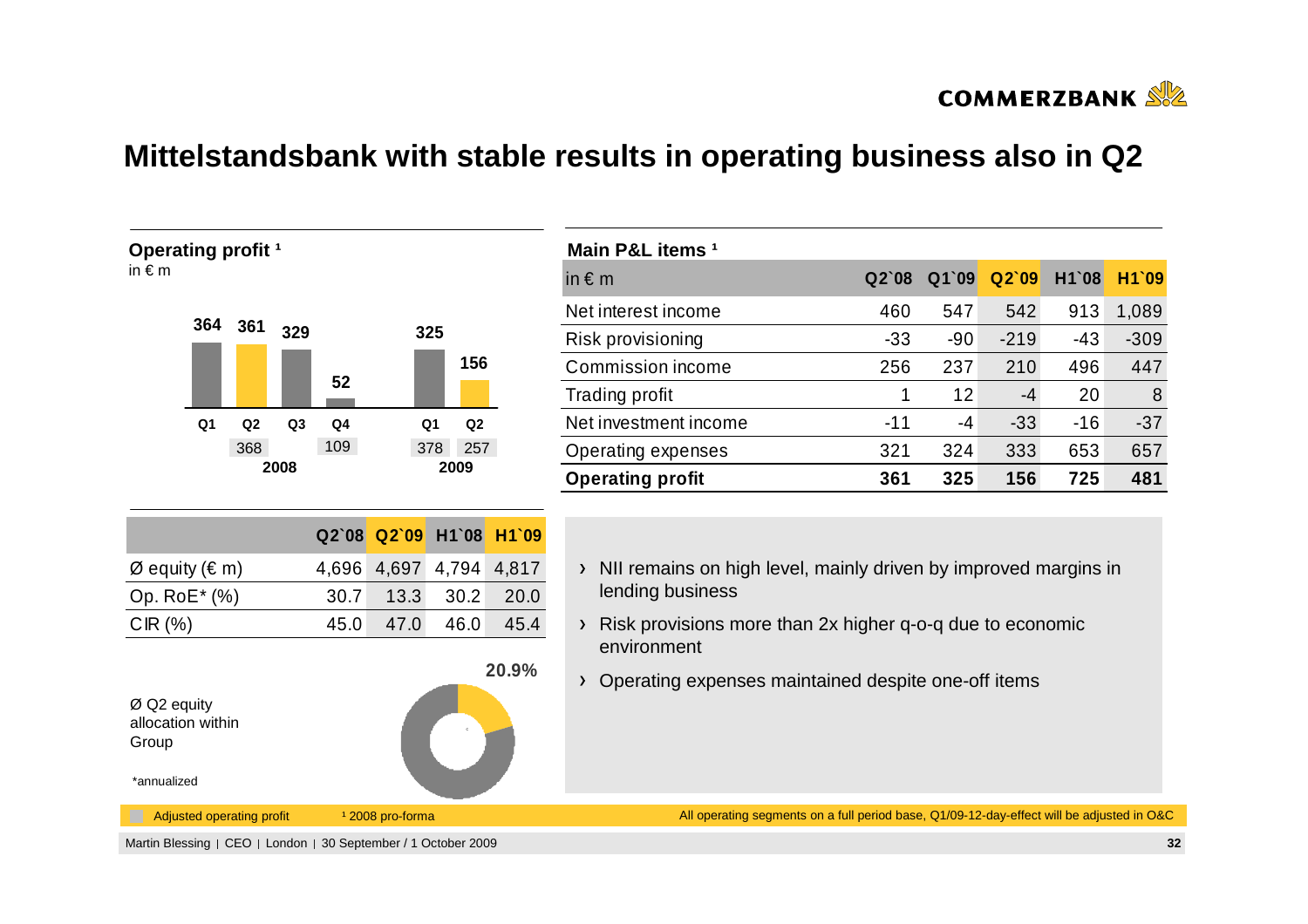# Mittelstandsbank with stable results in operating business also in Q2

**Operating profit** [1]
in € m

| | 2008 Q1 | 2008 Q2 | 2008 Q3 | 2008 Q4 | 2009 Q1 | 2009 Q2 |
|---|---|---|---|---|---|---|
| Operating profit | 364 | 361 | 329 | 52 | 325 | 156 |
| Adjusted operating profit | | 368 | | 109 | 378 | 257 |

**Main P&L items** [1]

| in € m | Q2`08 | Q1`09 | Q2`09 | H1`08 | H1`09 |
|---|---|---|---|---|---|
| Net interest income | 460 | 547 | 542 | 913 | 1,089 |
| Risk provisioning | -33 | -90 | -219 | -43 | -309 |
| Commission income | 256 | 237 | 210 | 496 | 447 |
| Trading profit | 1 | 12 | -4 | 20 | 8 |
| Net investment income | -11 | -4 | -33 | -16 | -37 |
| Operating expenses | 321 | 324 | 333 | 653 | 657 |
| **Operating profit** | **361** | **325** | **156** | **725** | **481** |

| | Q2`08 | Q2`09 | H1`08 | H1`09 |
|---|---|---|---|---|
| Ø equity (€ m) | 4,696 | 4,697 | 4,794 | 4,817 |
| Op. RoE* (%) | 30.7 | 13.3 | 30.2 | 20.0 |
| CIR (%) | 45.0 | 47.0 | 46.0 | 45.4 |

Ø Q2 equity allocation within Group: 20.9%

\*annualized

- NII remains on high level, mainly driven by improved margins in lending business
- Risk provisions more than 2x higher q-o-q due to economic environment
- Operating expenses maintained despite one-off items

Adjusted operating profit | [1] 2008 pro-forma

All operating segments on a full period base, Q1/09-12-day-effect will be adjusted in O&C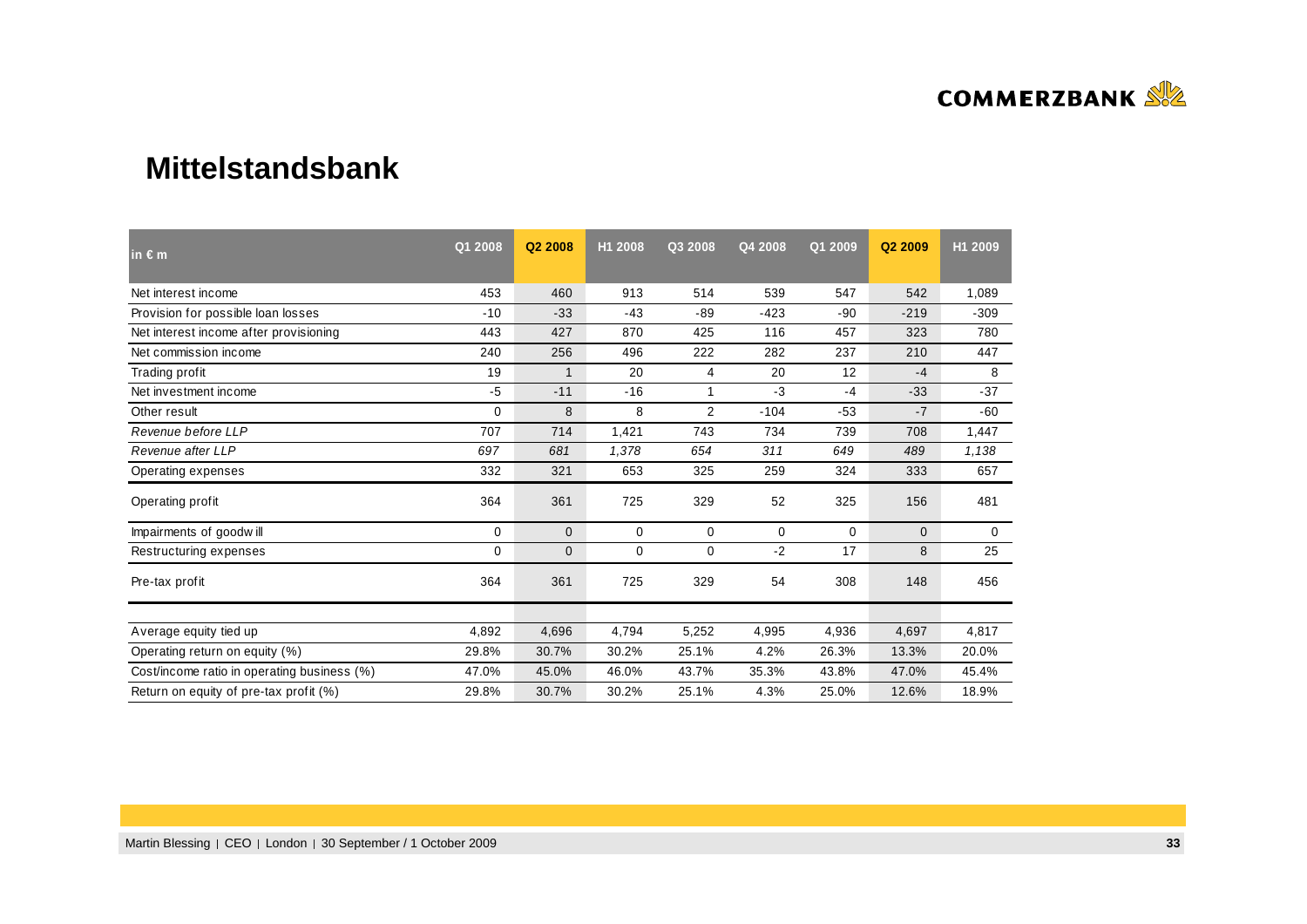## Mittelstandsbank

| in € m | Q1 2008 | Q2 2008 | H1 2008 | Q3 2008 | Q4 2008 | Q1 2009 | Q2 2009 | H1 2009 |
|---|---|---|---|---|---|---|---|---|
| Net interest income | 453 | 460 | 913 | 514 | 539 | 547 | 542 | 1,089 |
| Provision for possible loan losses | -10 | -33 | -43 | -89 | -423 | -90 | -219 | -309 |
| Net interest income after provisioning | 443 | 427 | 870 | 425 | 116 | 457 | 323 | 780 |
| Net commission income | 240 | 256 | 496 | 222 | 282 | 237 | 210 | 447 |
| Trading profit | 19 | 1 | 20 | 4 | 20 | 12 | -4 | 8 |
| Net investment income | -5 | -11 | -16 | 1 | -3 | -4 | -33 | -37 |
| Other result | 0 | 8 | 8 | 2 | -104 | -53 | -7 | -60 |
| *Revenue before LLP* | 707 | 714 | 1,421 | 743 | 734 | 739 | 708 | 1,447 |
| *Revenue after LLP* | *697* | *681* | *1,378* | *654* | *311* | *649* | *489* | *1,138* |
| Operating expenses | 332 | 321 | 653 | 325 | 259 | 324 | 333 | 657 |
| Operating profit | 364 | 361 | 725 | 329 | 52 | 325 | 156 | 481 |
| Impairments of goodwill | 0 | 0 | 0 | 0 | 0 | 0 | 0 | 0 |
| Restructuring expenses | 0 | 0 | 0 | 0 | -2 | 17 | 8 | 25 |
| Pre-tax profit | 364 | 361 | 725 | 329 | 54 | 308 | 148 | 456 |
| | | | | | | | | |
| Average equity tied up | 4,892 | 4,696 | 4,794 | 5,252 | 4,995 | 4,936 | 4,697 | 4,817 |
| Operating return on equity (%) | 29.8% | 30.7% | 30.2% | 25.1% | 4.2% | 26.3% | 13.3% | 20.0% |
| Cost/income ratio in operating business (%) | 47.0% | 45.0% | 46.0% | 43.7% | 35.3% | 43.8% | 47.0% | 45.4% |
| Return on equity of pre-tax profit (%) | 29.8% | 30.7% | 30.2% | 25.1% | 4.3% | 25.0% | 12.6% | 18.9% |

Martin Blessing | CEO | London | 30 September / 1 October 2009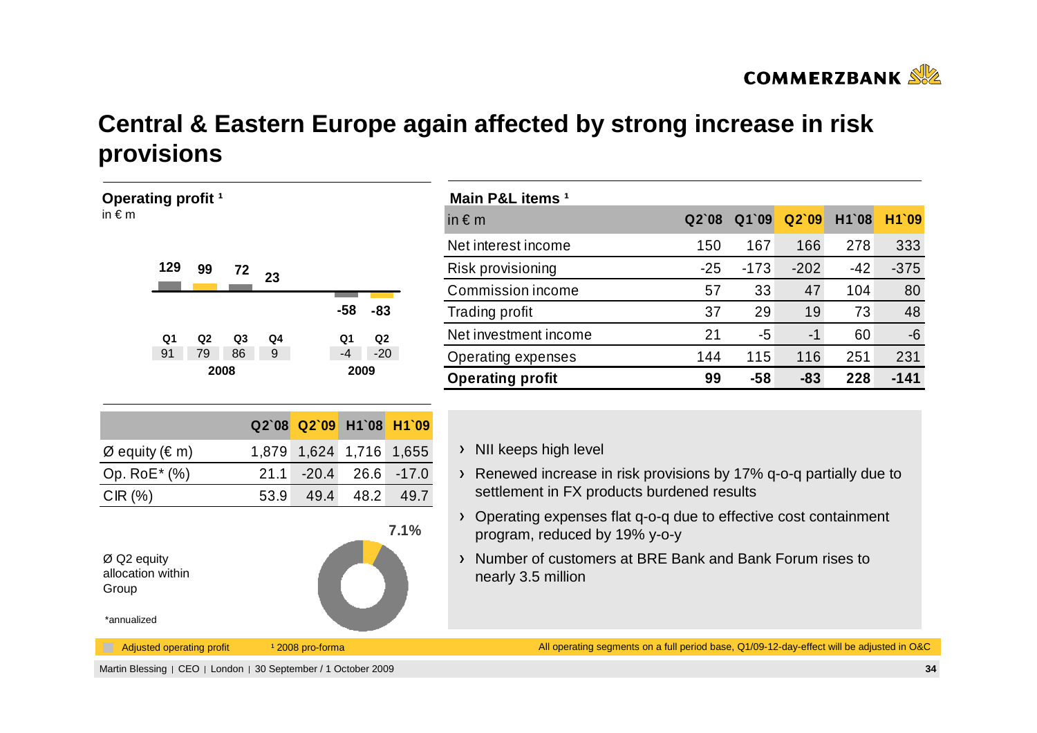# Central & Eastern Europe again affected by strong increase in risk provisions

**Operating profit [1]**
in € m

| | 2008 Q1 | 2008 Q2 | 2008 Q3 | 2008 Q4 | 2009 Q1 | 2009 Q2 |
|---|---|---|---|---|---|---|
| Operating profit | 129 | 99 | 72 | 23 | -58 | -83 |
| Adjusted operating profit | 91 | 79 | 86 | 9 | -4 | -20 |

**Main P&L items [1]**

| in € m | Q2`08 | Q1`09 | Q2`09 | H1`08 | H1`09 |
|---|---|---|---|---|---|
| Net interest income | 150 | 167 | 166 | 278 | 333 |
| Risk provisioning | -25 | -173 | -202 | -42 | -375 |
| Commission income | 57 | 33 | 47 | 104 | 80 |
| Trading profit | 37 | 29 | 19 | 73 | 48 |
| Net investment income | 21 | -5 | -1 | 60 | -6 |
| Operating expenses | 144 | 115 | 116 | 251 | 231 |
| **Operating profit** | **99** | **-58** | **-83** | **228** | **-141** |

| | Q2`08 | Q2`09 | H1`08 | H1`09 |
|---|---|---|---|---|
| Ø equity (€ m) | 1,879 | 1,624 | 1,716 | 1,655 |
| Op. RoE* (%) | 21.1 | -20.4 | 26.6 | -17.0 |
| CIR (%) | 53.9 | 49.4 | 48.2 | 49.7 |

Ø Q2 equity allocation within Group: 7.1%

*annualized

- NII keeps high level
- Renewed increase in risk provisions by 17% q-o-q partially due to settlement in FX products burdened results
- Operating expenses flat q-o-q due to effective cost containment program, reduced by 19% y-o-y
- Number of customers at BRE Bank and Bank Forum rises to nearly 3.5 million

Adjusted operating profit

[1] 2008 pro-forma

All operating segments on a full period base, Q1/09-12-day-effect will be adjusted in O&C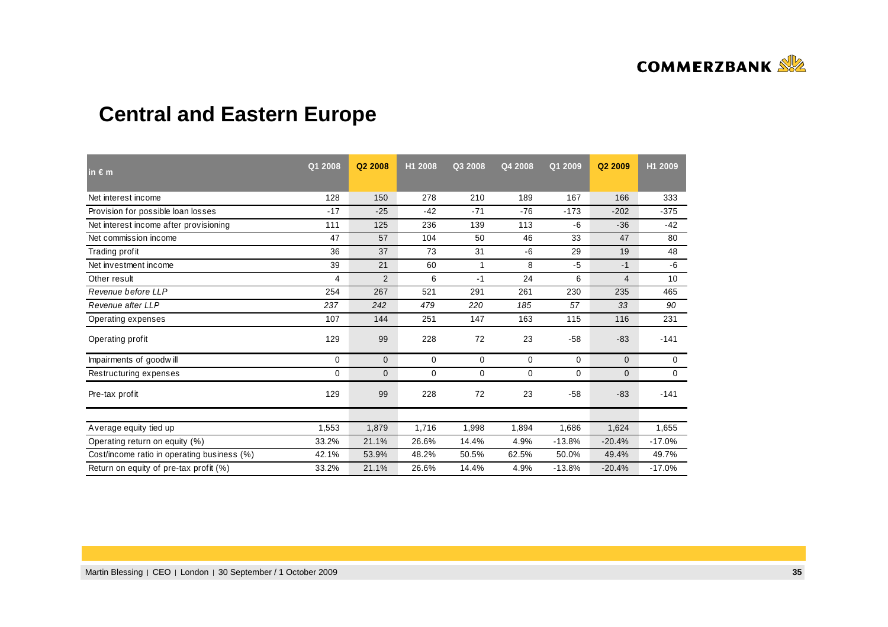# Central and Eastern Europe

| in € m | Q1 2008 | Q2 2008 | H1 2008 | Q3 2008 | Q4 2008 | Q1 2009 | Q2 2009 | H1 2009 |
|---|---|---|---|---|---|---|---|---|
| Net interest income | 128 | 150 | 278 | 210 | 189 | 167 | 166 | 333 |
| Provision for possible loan losses | -17 | -25 | -42 | -71 | -76 | -173 | -202 | -375 |
| Net interest income after provisioning | 111 | 125 | 236 | 139 | 113 | -6 | -36 | -42 |
| Net commission income | 47 | 57 | 104 | 50 | 46 | 33 | 47 | 80 |
| Trading profit | 36 | 37 | 73 | 31 | -6 | 29 | 19 | 48 |
| Net investment income | 39 | 21 | 60 | 1 | 8 | -5 | -1 | -6 |
| Other result | 4 | 2 | 6 | -1 | 24 | 6 | 4 | 10 |
| *Revenue before LLP* | 254 | 267 | 521 | 291 | 261 | 230 | 235 | 465 |
| *Revenue after LLP* | *237* | *242* | *479* | *220* | *185* | *57* | *33* | *90* |
| Operating expenses | 107 | 144 | 251 | 147 | 163 | 115 | 116 | 231 |
| Operating profit | 129 | 99 | 228 | 72 | 23 | -58 | -83 | -141 |
| Impairments of goodwill | 0 | 0 | 0 | 0 | 0 | 0 | 0 | 0 |
| Restructuring expenses | 0 | 0 | 0 | 0 | 0 | 0 | 0 | 0 |
| Pre-tax profit | 129 | 99 | 228 | 72 | 23 | -58 | -83 | -141 |
| Average equity tied up | 1,553 | 1,879 | 1,716 | 1,998 | 1,894 | 1,686 | 1,624 | 1,655 |
| Operating return on equity (%) | 33.2% | 21.1% | 26.6% | 14.4% | 4.9% | -13.8% | -20.4% | -17.0% |
| Cost/income ratio in operating business (%) | 42.1% | 53.9% | 48.2% | 50.5% | 62.5% | 50.0% | 49.4% | 49.7% |
| Return on equity of pre-tax profit (%) | 33.2% | 21.1% | 26.6% | 14.4% | 4.9% | -13.8% | -20.4% | -17.0% |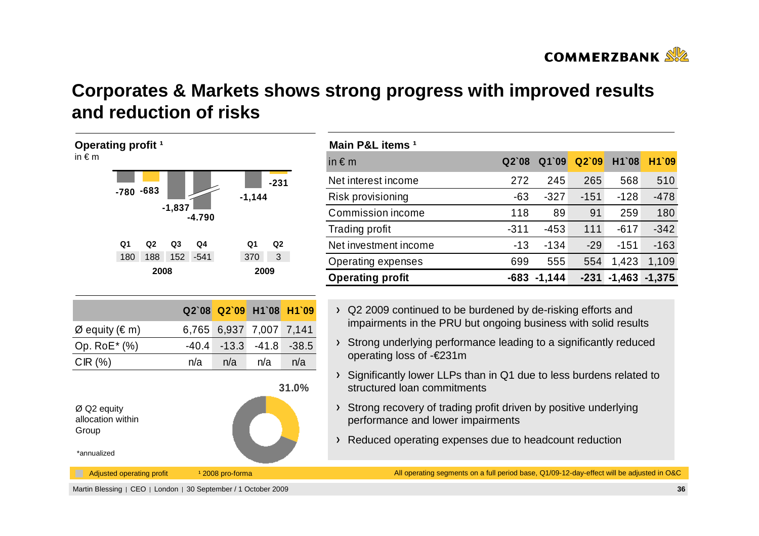# Corporates & Markets shows strong progress with improved results and reduction of risks

**Operating profit [1]**

in € m

| | Q1 2008 | Q2 2008 | Q3 2008 | Q4 2008 | Q1 2009 | Q2 2009 |
|---|---|---|---|---|---|---|
| Operating profit | -780 | -683 | -1,837 | -4.790 | -1,144 | -231 |
| Adjusted operating profit | 180 | 188 | 152 | -541 | 370 | 3 |

| | Q2`08 | Q2`09 | H1`08 | H1`09 |
|---|---|---|---|---|
| Ø equity (€ m) | 6,765 | 6,937 | 7,007 | 7,141 |
| Op. RoE* (%) | -40.4 | -13.3 | -41.8 | -38.5 |
| CIR (%) | n/a | n/a | n/a | n/a |

Ø Q2 equity allocation within Group: 31.0%

*annualized

**Main P&L items [1]**

| in € m | Q2`08 | Q1`09 | Q2`09 | H1`08 | H1`09 |
|---|---|---|---|---|---|
| Net interest income | 272 | 245 | 265 | 568 | 510 |
| Risk provisioning | -63 | -327 | -151 | -128 | -478 |
| Commission income | 118 | 89 | 91 | 259 | 180 |
| Trading profit | -311 | -453 | 111 | -617 | -342 |
| Net investment income | -13 | -134 | -29 | -151 | -163 |
| Operating expenses | 699 | 555 | 554 | 1,423 | 1,109 |
| **Operating profit** | **-683** | **-1,144** | **-231** | **-1,463** | **-1,375** |

- Q2 2009 continued to be burdened by de-risking efforts and impairments in the PRU but ongoing business with solid results
- Strong underlying performance leading to a significantly reduced operating loss of -€231m
- Significantly lower LLPs than in Q1 due to less burdens related to structured loan commitments
- Strong recovery of trading profit driven by positive underlying performance and lower impairments
- Reduced operating expenses due to headcount reduction

Adjusted operating profit

[1] 2008 pro-forma

All operating segments on a full period base, Q1/09-12-day-effect will be adjusted in O&C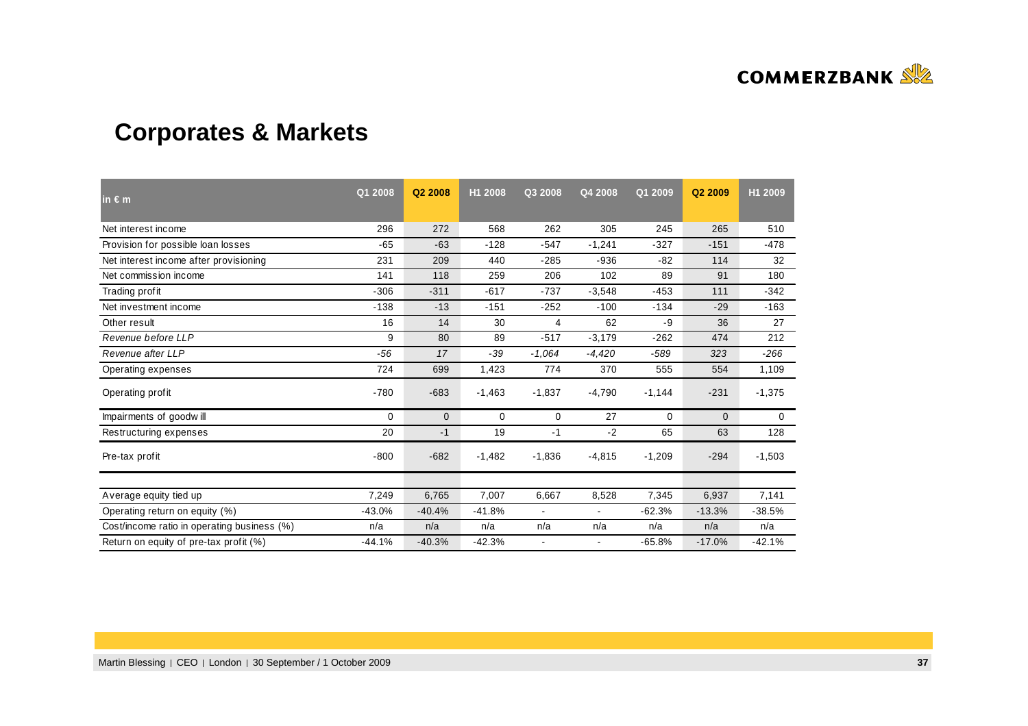# Corporates & Markets

| in € m | Q1 2008 | Q2 2008 | H1 2008 | Q3 2008 | Q4 2008 | Q1 2009 | Q2 2009 | H1 2009 |
|---|---|---|---|---|---|---|---|---|
| Net interest income | 296 | 272 | 568 | 262 | 305 | 245 | 265 | 510 |
| Provision for possible loan losses | -65 | -63 | -128 | -547 | -1,241 | -327 | -151 | -478 |
| Net interest income after provisioning | 231 | 209 | 440 | -285 | -936 | -82 | 114 | 32 |
| Net commission income | 141 | 118 | 259 | 206 | 102 | 89 | 91 | 180 |
| Trading profit | -306 | -311 | -617 | -737 | -3,548 | -453 | 111 | -342 |
| Net investment income | -138 | -13 | -151 | -252 | -100 | -134 | -29 | -163 |
| Other result | 16 | 14 | 30 | 4 | 62 | -9 | 36 | 27 |
| *Revenue before LLP* | 9 | 80 | 89 | -517 | -3,179 | -262 | 474 | 212 |
| *Revenue after LLP* | *-56* | *17* | *-39* | *-1,064* | *-4,420* | *-589* | *323* | *-266* |
| Operating expenses | 724 | 699 | 1,423 | 774 | 370 | 555 | 554 | 1,109 |
| Operating profit | -780 | -683 | -1,463 | -1,837 | -4,790 | -1,144 | -231 | -1,375 |
| Impairments of goodwill | 0 | 0 | 0 | 0 | 27 | 0 | 0 | 0 |
| Restructuring expenses | 20 | -1 | 19 | -1 | -2 | 65 | 63 | 128 |
| Pre-tax profit | -800 | -682 | -1,482 | -1,836 | -4,815 | -1,209 | -294 | -1,503 |
| | | | | | | | | |
| Average equity tied up | 7,249 | 6,765 | 7,007 | 6,667 | 8,528 | 7,345 | 6,937 | 7,141 |
| Operating return on equity (%) | -43.0% | -40.4% | -41.8% | - | - | -62.3% | -13.3% | -38.5% |
| Cost/income ratio in operating business (%) | n/a | n/a | n/a | n/a | n/a | n/a | n/a | n/a |
| Return on equity of pre-tax profit (%) | -44.1% | -40.3% | -42.3% | - | - | -65.8% | -17.0% | -42.1% |

Martin Blessing | CEO | London | 30 September / 1 October 2009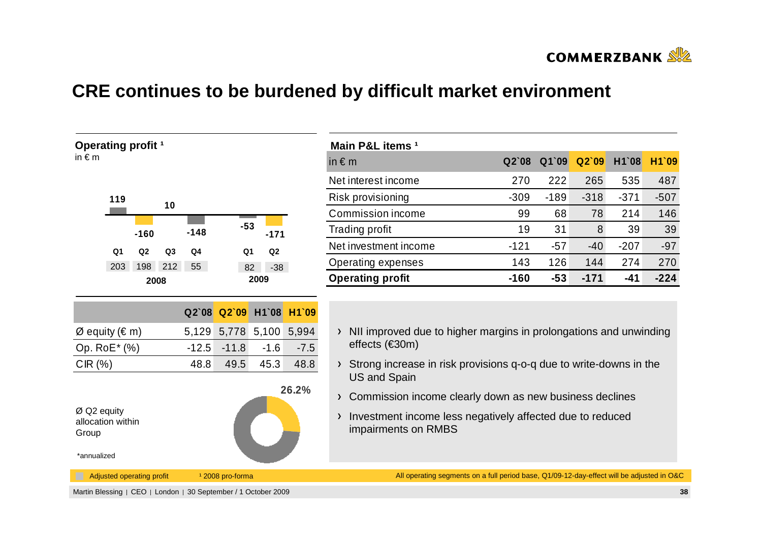# CRE continues to be burdened by difficult market environment

**Operating profit [1]**
in € m

| | 2008 Q1 | 2008 Q2 | 2008 Q3 | 2008 Q4 | 2009 Q1 | 2009 Q2 |
|---|---|---|---|---|---|---|
| Operating profit | 119 | -160 | 10 | -148 | -53 | -171 |
| Adjusted operating profit | 203 | 198 | 212 | 55 | 82 | -38 |

| | Q2`08 | Q2`09 | H1`08 | H1`09 |
|---|---|---|---|---|
| Ø equity (€ m) | 5,129 | 5,778 | 5,100 | 5,994 |
| Op. RoE* (%) | -12.5 | -11.8 | -1.6 | -7.5 |
| CIR (%) | 48.8 | 49.5 | 45.3 | 48.8 |

Ø Q2 equity allocation within Group: 26.2%

*annualized

**Main P&L items [1]**

| in € m | Q2`08 | Q1`09 | Q2`09 | H1`08 | H1`09 |
|---|---|---|---|---|---|
| Net interest income | 270 | 222 | 265 | 535 | 487 |
| Risk provisioning | -309 | -189 | -318 | -371 | -507 |
| Commission income | 99 | 68 | 78 | 214 | 146 |
| Trading profit | 19 | 31 | 8 | 39 | 39 |
| Net investment income | -121 | -57 | -40 | -207 | -97 |
| Operating expenses | 143 | 126 | 144 | 274 | 270 |
| **Operating profit** | **-160** | **-53** | **-171** | **-41** | **-224** |

- NII improved due to higher margins in prolongations and unwinding effects (€30m)
- Strong increase in risk provisions q-o-q due to write-downs in the US and Spain
- Commission income clearly down as new business declines
- Investment income less negatively affected due to reduced impairments on RMBS

Adjusted operating profit    [1] 2008 pro-forma    All operating segments on a full period base, Q1/09-12-day-effect will be adjusted in O&C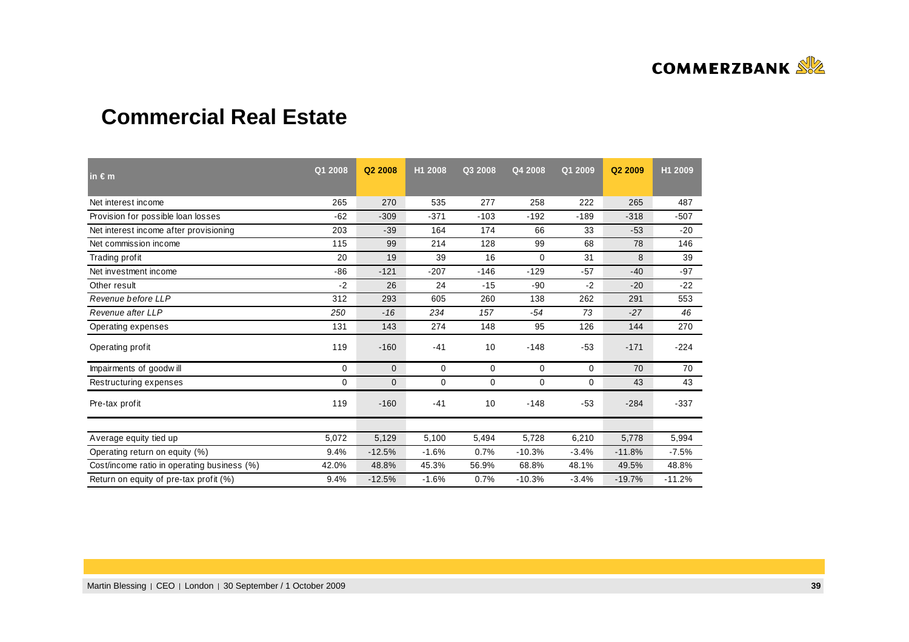# Commercial Real Estate

| in € m | Q1 2008 | Q2 2008 | H1 2008 | Q3 2008 | Q4 2008 | Q1 2009 | Q2 2009 | H1 2009 |
|---|---|---|---|---|---|---|---|---|
| Net interest income | 265 | 270 | 535 | 277 | 258 | 222 | 265 | 487 |
| Provision for possible loan losses | -62 | -309 | -371 | -103 | -192 | -189 | -318 | -507 |
| Net interest income after provisioning | 203 | -39 | 164 | 174 | 66 | 33 | -53 | -20 |
| Net commission income | 115 | 99 | 214 | 128 | 99 | 68 | 78 | 146 |
| Trading profit | 20 | 19 | 39 | 16 | 0 | 31 | 8 | 39 |
| Net investment income | -86 | -121 | -207 | -146 | -129 | -57 | -40 | -97 |
| Other result | -2 | 26 | 24 | -15 | -90 | -2 | -20 | -22 |
| *Revenue before LLP* | 312 | 293 | 605 | 260 | 138 | 262 | 291 | 553 |
| *Revenue after LLP* | *250* | *-16* | *234* | *157* | *-54* | *73* | *-27* | *46* |
| Operating expenses | 131 | 143 | 274 | 148 | 95 | 126 | 144 | 270 |
| Operating profit | 119 | -160 | -41 | 10 | -148 | -53 | -171 | -224 |
| Impairments of goodwill | 0 | 0 | 0 | 0 | 0 | 0 | 70 | 70 |
| Restructuring expenses | 0 | 0 | 0 | 0 | 0 | 0 | 43 | 43 |
| Pre-tax profit | 119 | -160 | -41 | 10 | -148 | -53 | -284 | -337 |
| | | | | | | | | |
| Average equity tied up | 5,072 | 5,129 | 5,100 | 5,494 | 5,728 | 6,210 | 5,778 | 5,994 |
| Operating return on equity (%) | 9.4% | -12.5% | -1.6% | 0.7% | -10.3% | -3.4% | -11.8% | -7.5% |
| Cost/income ratio in operating business (%) | 42.0% | 48.8% | 45.3% | 56.9% | 68.8% | 48.1% | 49.5% | 48.8% |
| Return on equity of pre-tax profit (%) | 9.4% | -12.5% | -1.6% | 0.7% | -10.3% | -3.4% | -19.7% | -11.2% |

Martin Blessing | CEO | London | 30 September / 1 October 2009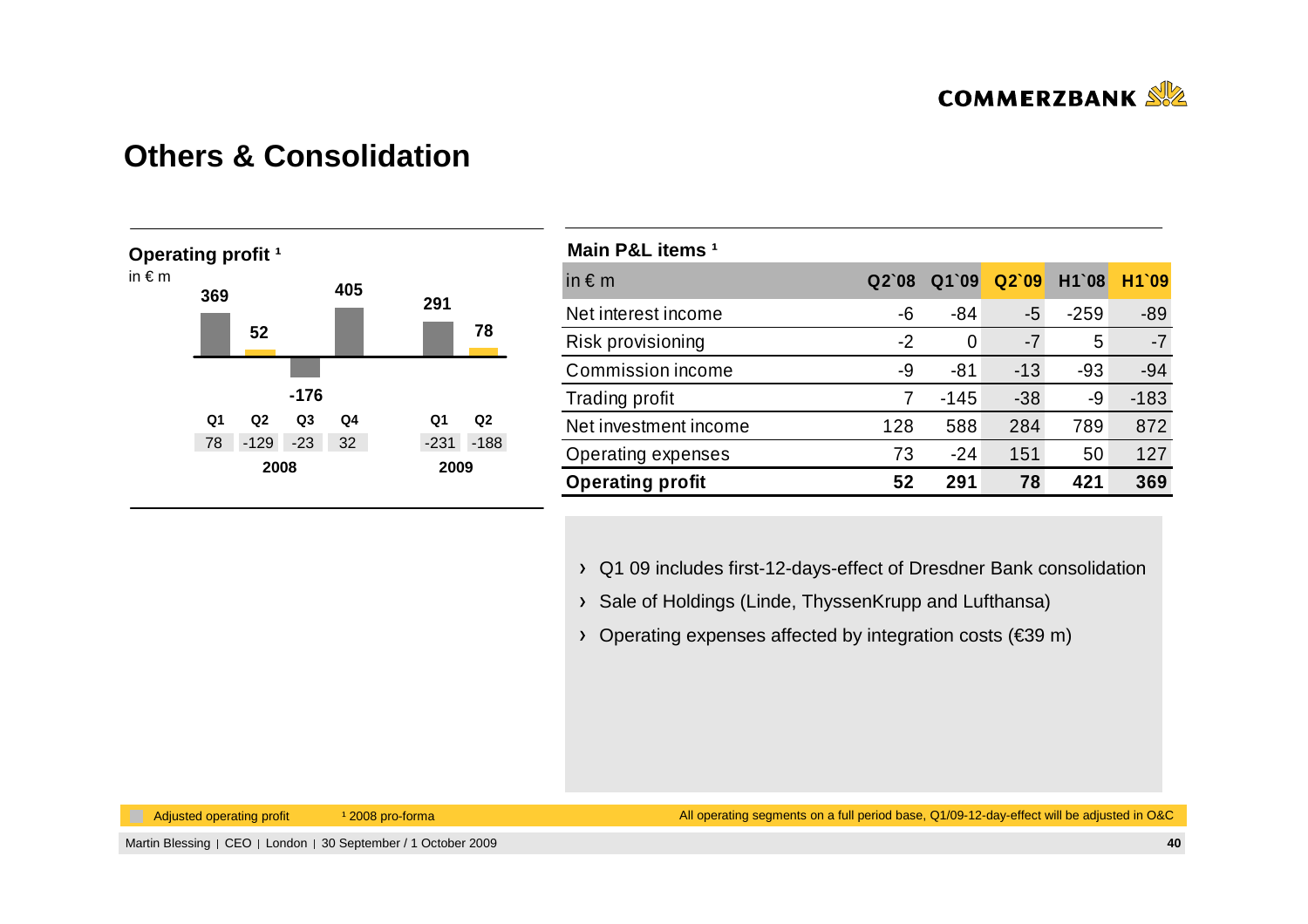# Others & Consolidation

## Operating profit ¹

in € m

| | 2008 Q1 | 2008 Q2 | 2008 Q3 | 2008 Q4 | 2009 Q1 | 2009 Q2 |
|---|---|---|---|---|---|---|
| Operating profit | 369 | 52 | -176 | 405 | 291 | 78 |
| Adjusted operating profit | 78 | -129 | -23 | 32 | -231 | -188 |

## Main P&L items ¹

| in € m | Q2`08 | Q1`09 | Q2`09 | H1`08 | H1`09 |
|---|---|---|---|---|---|
| Net interest income | -6 | -84 | -5 | -259 | -89 |
| Risk provisioning | -2 | 0 | -7 | 5 | -7 |
| Commission income | -9 | -81 | -13 | -93 | -94 |
| Trading profit | 7 | -145 | -38 | -9 | -183 |
| Net investment income | 128 | 588 | 284 | 789 | 872 |
| Operating expenses | 73 | -24 | 151 | 50 | 127 |
| **Operating profit** | **52** | **291** | **78** | **421** | **369** |

- Q1 09 includes first-12-days-effect of Dresdner Bank consolidation
- Sale of Holdings (Linde, ThyssenKrupp and Lufthansa)
- Operating expenses affected by integration costs (€39 m)

Adjusted operating profit

¹ 2008 pro-forma

All operating segments on a full period base, Q1/09-12-day-effect will be adjusted in O&C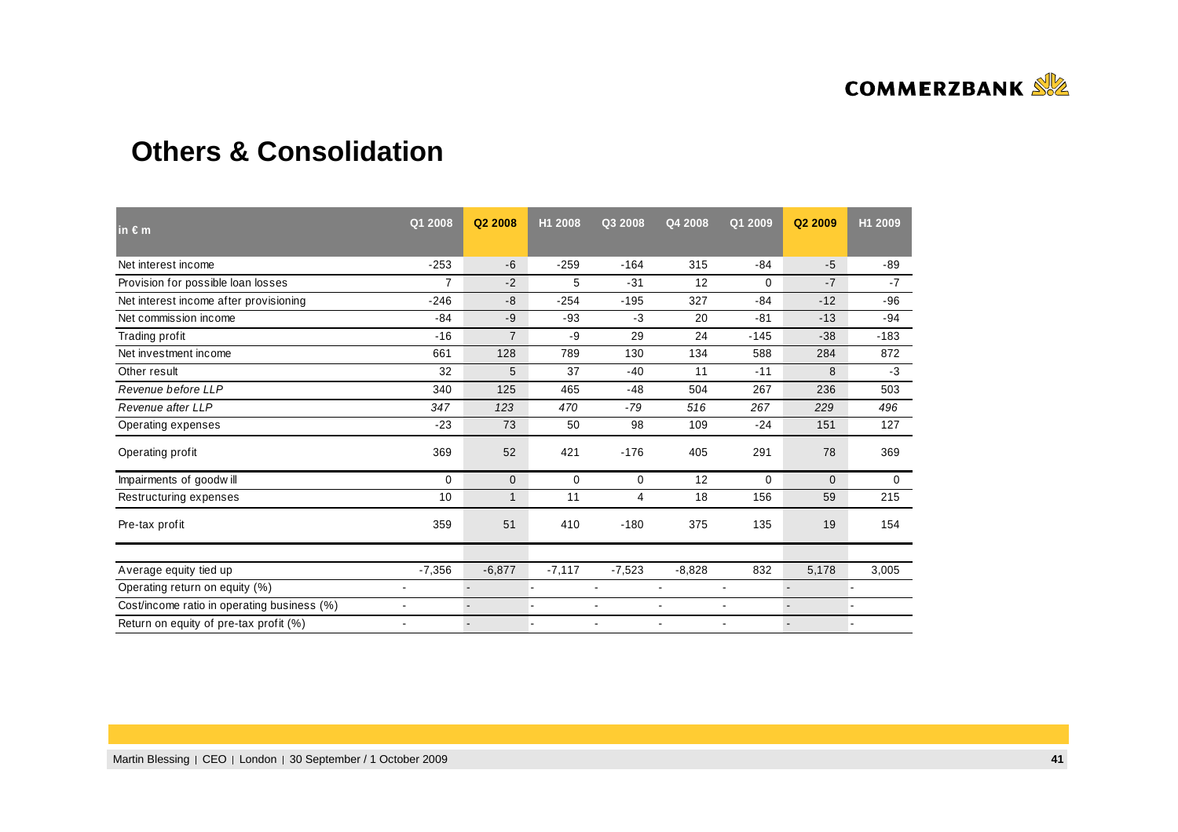## Others & Consolidation

| in € m | Q1 2008 | Q2 2008 | H1 2008 | Q3 2008 | Q4 2008 | Q1 2009 | Q2 2009 | H1 2009 |
|---|---|---|---|---|---|---|---|---|
| Net interest income | -253 | -6 | -259 | -164 | 315 | -84 | -5 | -89 |
| Provision for possible loan losses | 7 | -2 | 5 | -31 | 12 | 0 | -7 | -7 |
| Net interest income after provisioning | -246 | -8 | -254 | -195 | 327 | -84 | -12 | -96 |
| Net commission income | -84 | -9 | -93 | -3 | 20 | -81 | -13 | -94 |
| Trading profit | -16 | 7 | -9 | 29 | 24 | -145 | -38 | -183 |
| Net investment income | 661 | 128 | 789 | 130 | 134 | 588 | 284 | 872 |
| Other result | 32 | 5 | 37 | -40 | 11 | -11 | 8 | -3 |
| *Revenue before LLP* | 340 | 125 | 465 | -48 | 504 | 267 | 236 | 503 |
| *Revenue after LLP* | *347* | *123* | *470* | *-79* | *516* | *267* | *229* | *496* |
| Operating expenses | -23 | 73 | 50 | 98 | 109 | -24 | 151 | 127 |
| Operating profit | 369 | 52 | 421 | -176 | 405 | 291 | 78 | 369 |
| Impairments of goodwill | 0 | 0 | 0 | 0 | 12 | 0 | 0 | 0 |
| Restructuring expenses | 10 | 1 | 11 | 4 | 18 | 156 | 59 | 215 |
| Pre-tax profit | 359 | 51 | 410 | -180 | 375 | 135 | 19 | 154 |
| | | | | | | | | |
| Average equity tied up | -7,356 | -6,877 | -7,117 | -7,523 | -8,828 | 832 | 5,178 | 3,005 |
| Operating return on equity (%) | - | - | - | - | - | - | - | - |
| Cost/income ratio in operating business (%) | - | - | - | - | - | - | - | - |
| Return on equity of pre-tax profit (%) | - | - | - | - | - | - | - | - |

Martin Blessing | CEO | London | 30 September / 1 October 2009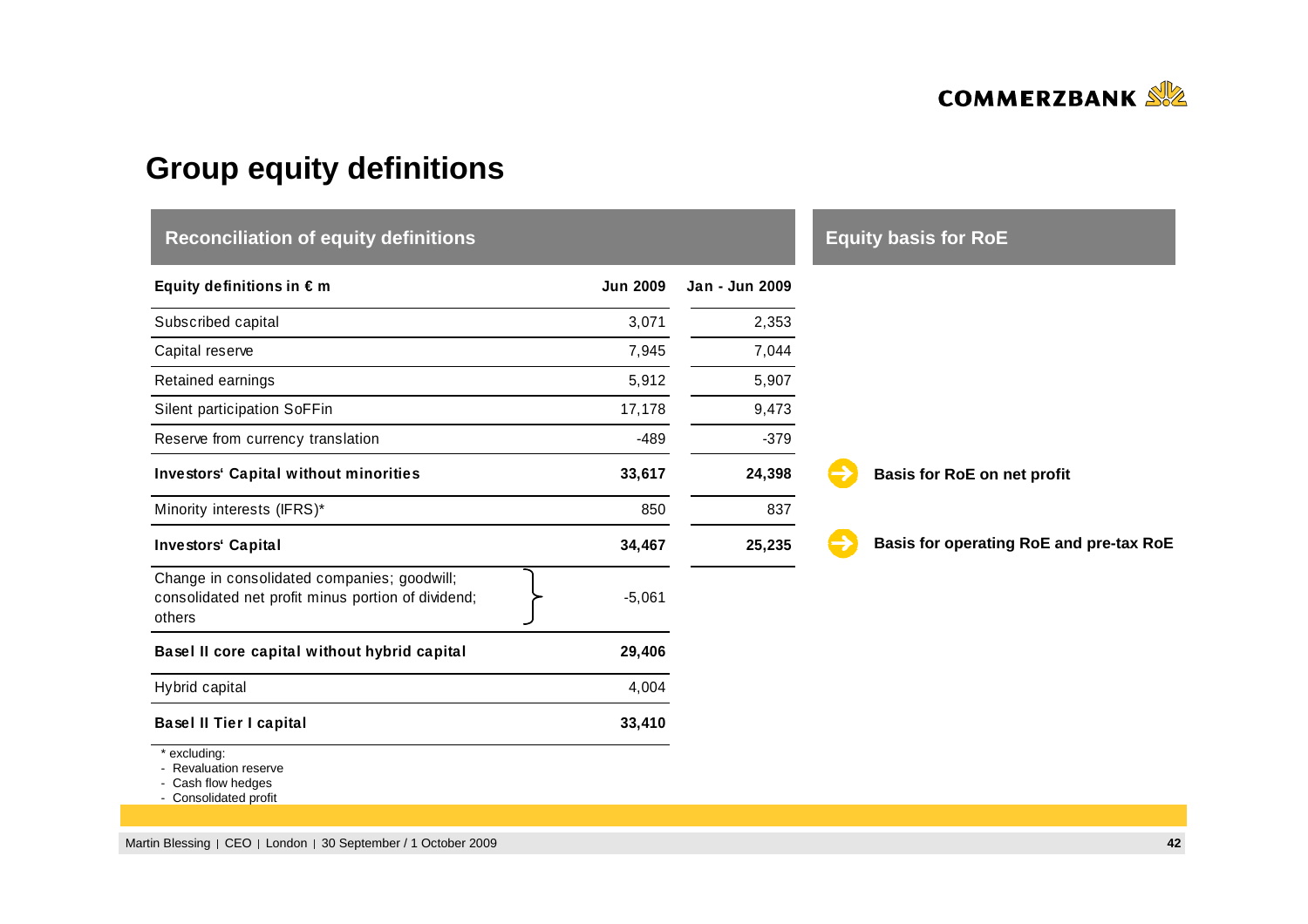# Group equity definitions

## Reconciliation of equity definitions

| Equity definitions in € m | Jun 2009 | Jan - Jun 2009 | Equity basis for RoE |
|---|---|---|---|
| Subscribed capital | 3,071 | 2,353 | |
| Capital reserve | 7,945 | 7,044 | |
| Retained earnings | 5,912 | 5,907 | |
| Silent participation SoFFin | 17,178 | 9,473 | |
| Reserve from currency translation | -489 | -379 | |
| **Investors' Capital without minorities** | **33,617** | **24,398** | **Basis for RoE on net profit** |
| Minority interests (IFRS)* | 850 | 837 | |
| **Investors' Capital** | **34,467** | **25,235** | **Basis for operating RoE and pre-tax RoE** |
| Change in consolidated companies; goodwill; consolidated net profit minus portion of dividend; others | -5,061 | | |
| **Basel II core capital without hybrid capital** | **29,406** | | |
| Hybrid capital | 4,004 | | |
| **Basel II Tier I capital** | **33,410** | | |

\* excluding:
- Revaluation reserve
- Cash flow hedges
- Consolidated profit

Martin Blessing | CEO | London | 30 September / 1 October 2009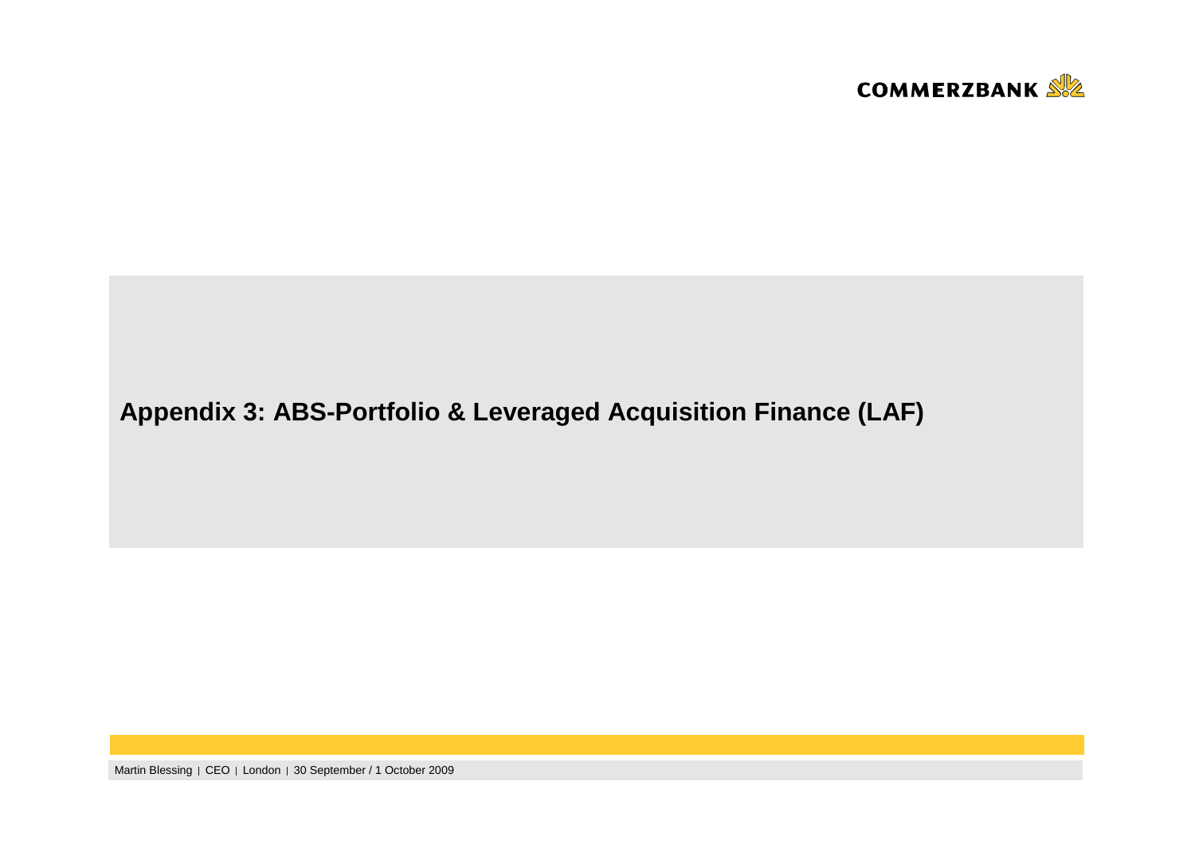# Appendix 3: ABS-Portfolio & Leveraged Acquisition Finance (LAF)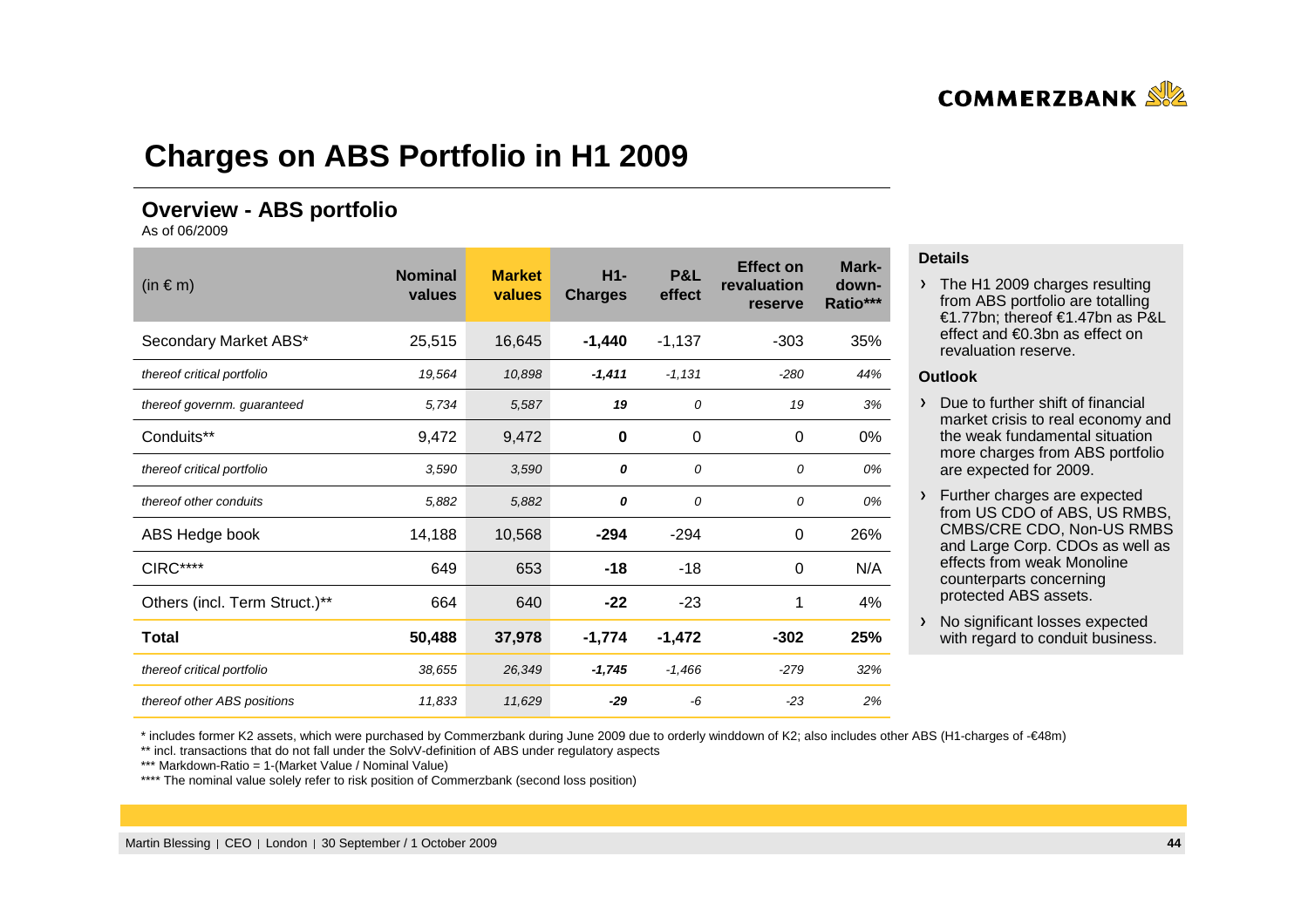# Charges on ABS Portfolio in H1 2009

## Overview - ABS portfolio

As of 06/2009

| (in € m) | Nominal values | Market values | H1-Charges | P&L effect | Effect on revaluation reserve | Mark-down-Ratio*** |
|---|---|---|---|---|---|---|
| Secondary Market ABS* | 25,515 | 16,645 | **-1,440** | -1,137 | -303 | 35% |
| *thereof critical portfolio* | *19,564* | *10,898* | ***-1,411*** | *-1,131* | *-280* | *44%* |
| *thereof governm. guaranteed* | *5,734* | *5,587* | ***19*** | *0* | *19* | *3%* |
| Conduits** | 9,472 | 9,472 | **0** | 0 | 0 | 0% |
| *thereof critical portfolio* | *3,590* | *3,590* | ***0*** | *0* | *0* | *0%* |
| *thereof other conduits* | *5,882* | *5,882* | ***0*** | *0* | *0* | *0%* |
| ABS Hedge book | 14,188 | 10,568 | **-294** | -294 | 0 | 26% |
| CIRC**** | 649 | 653 | **-18** | -18 | 0 | N/A |
| Others (incl. Term Struct.)** | 664 | 640 | **-22** | -23 | 1 | 4% |
| **Total** | **50,488** | **37,978** | **-1,774** | **-1,472** | **-302** | **25%** |
| *thereof critical portfolio* | *38,655* | *26,349* | ***-1,745*** | *-1,466* | *-279* | *32%* |
| *thereof other ABS positions* | *11,833* | *11,629* | ***-29*** | *-6* | *-23* | *2%* |

**Details**

- The H1 2009 charges resulting from ABS portfolio are totalling €1.77bn; thereof €1.47bn as P&L effect and €0.3bn as effect on revaluation reserve.

**Outlook**

- Due to further shift of financial market crisis to real economy and the weak fundamental situation more charges from ABS portfolio are expected for 2009.
- Further charges are expected from US CDO of ABS, US RMBS, CMBS/CRE CDO, Non-US RMBS and Large Corp. CDOs as well as effects from weak Monoline counterparts concerning protected ABS assets.
- No significant losses expected with regard to conduit business.

\* includes former K2 assets, which were purchased by Commerzbank during June 2009 due to orderly winddown of K2; also includes other ABS (H1-charges of -€48m)

\*\* incl. transactions that do not fall under the SolvV-definition of ABS under regulatory aspects

\*\*\* Markdown-Ratio = 1-(Market Value / Nominal Value)

\*\*\*\* The nominal value solely refer to risk position of Commerzbank (second loss position)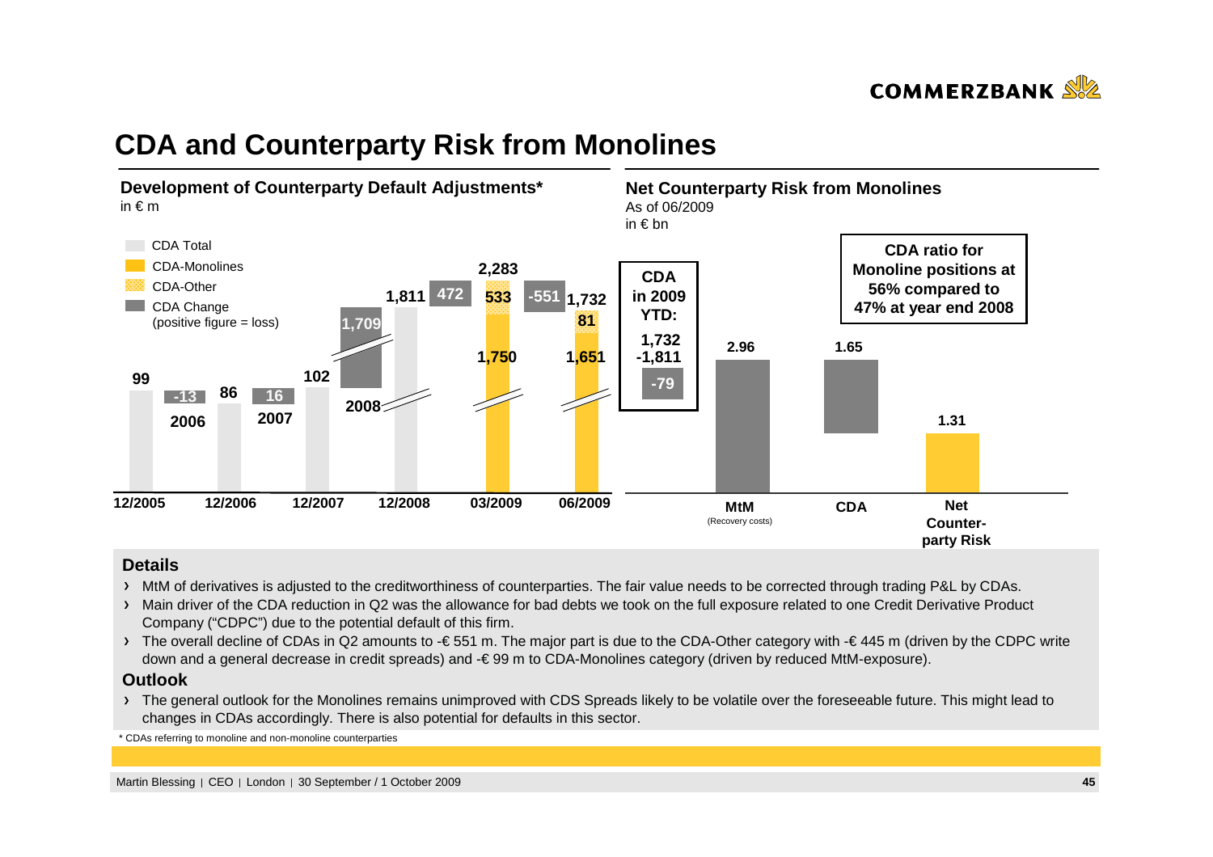# CDA and Counterparty Risk from Monolines

## Development of Counterparty Default Adjustments*

in € m

- CDA Total
- CDA-Monolines
- CDA-Other
- CDA Change (positive figure = loss)

| | 12/2005 | 12/2006 | 12/2007 | 12/2008 | 03/2009 | 06/2009 |
|---|---|---|---|---|---|---|
| CDA Total | 99 | 86 | 102 | 1,811 | 2,283 | 1,732 |
| CDA-Monolines | | | | | 1,750 | 1,651 |
| CDA-Other | | | | | 533 | 81 |
| CDA Change | | -13 (2006) | 16 (2007) | 1,709 (2008) | 472 | -551 |

**CDA in 2009 YTD:**
1,732
-1,811
**-79**

## Net Counterparty Risk from Monolines

As of 06/2009
in € bn

| MtM (Recovery costs) | CDA | Net Counter-party Risk |
|---|---|---|
| 2.96 | 1.65 | 1.31 |

**CDA ratio for Monoline positions at 56% compared to 47% at year end 2008**

### Details

- MtM of derivatives is adjusted to the creditworthiness of counterparties. The fair value needs to be corrected through trading P&L by CDAs.
- Main driver of the CDA reduction in Q2 was the allowance for bad debts we took on the full exposure related to one Credit Derivative Product Company ("CDPC") due to the potential default of this firm.
- The overall decline of CDAs in Q2 amounts to -€ 551 m. The major part is due to the CDA-Other category with -€ 445 m (driven by the CDPC write down and a general decrease in credit spreads) and -€ 99 m to CDA-Monolines category (driven by reduced MtM-exposure).

### Outlook

- The general outlook for the Monolines remains unimproved with CDS Spreads likely to be volatile over the foreseeable future. This might lead to changes in CDAs accordingly. There is also potential for defaults in this sector.

\* CDAs referring to monoline and non-monoline counterparties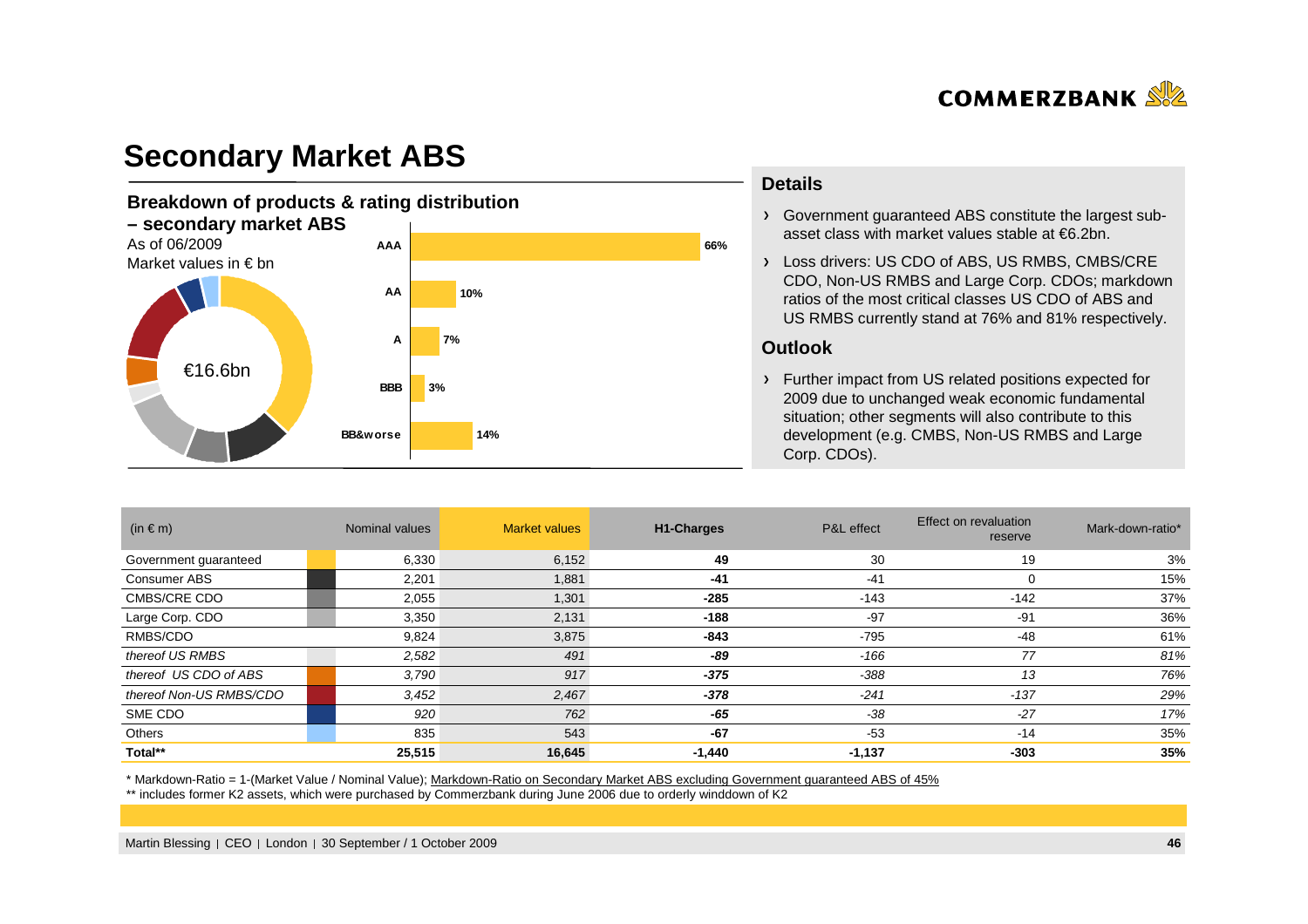# Secondary Market ABS

## Breakdown of products & rating distribution – secondary market ABS

As of 06/2009

Market values in € bn

€16.6bn

| Rating | Share |
|---|---|
| AAA | 66% |
| AA | 10% |
| A | 7% |
| BBB | 3% |
| BB&worse | 14% |

## Details

- Government guaranteed ABS constitute the largest sub-asset class with market values stable at €6.2bn.
- Loss drivers: US CDO of ABS, US RMBS, CMBS/CRE CDO, Non-US RMBS and Large Corp. CDOs; markdown ratios of the most critical classes US CDO of ABS and US RMBS currently stand at 76% and 81% respectively.

## Outlook

- Further impact from US related positions expected for 2009 due to unchanged weak economic fundamental situation; other segments will also contribute to this development (e.g. CMBS, Non-US RMBS and Large Corp. CDOs).

| (in € m) | Nominal values | Market values | H1-Charges | P&L effect | Effect on revaluation reserve | Mark-down-ratio* |
|---|---|---|---|---|---|---|
| Government guaranteed | 6,330 | 6,152 | **49** | 30 | 19 | 3% |
| Consumer ABS | 2,201 | 1,881 | **-41** | -41 | 0 | 15% |
| CMBS/CRE CDO | 2,055 | 1,301 | **-285** | -143 | -142 | 37% |
| Large Corp. CDO | 3,350 | 2,131 | **-188** | -97 | -91 | 36% |
| RMBS/CDO | 9,824 | 3,875 | **-843** | -795 | -48 | 61% |
| *thereof US RMBS* | *2,582* | *491* | ***-89*** | *-166* | *77* | *81%* |
| *thereof US CDO of ABS* | *3,790* | *917* | ***-375*** | *-388* | *13* | *76%* |
| *thereof Non-US RMBS/CDO* | *3,452* | *2,467* | ***-378*** | *-241* | *-137* | *29%* |
| SME CDO | *920* | *762* | ***-65*** | *-38* | *-27* | *17%* |
| Others | 835 | 543 | **-67** | -53 | -14 | 35% |
| **Total**** | **25,515** | **16,645** | **-1,440** | **-1,137** | **-303** | **35%** |

\* Markdown-Ratio = 1-(Market Value / Nominal Value); Markdown-Ratio on Secondary Market ABS excluding Government guaranteed ABS of 45%

** includes former K2 assets, which were purchased by Commerzbank during June 2006 due to orderly winddown of K2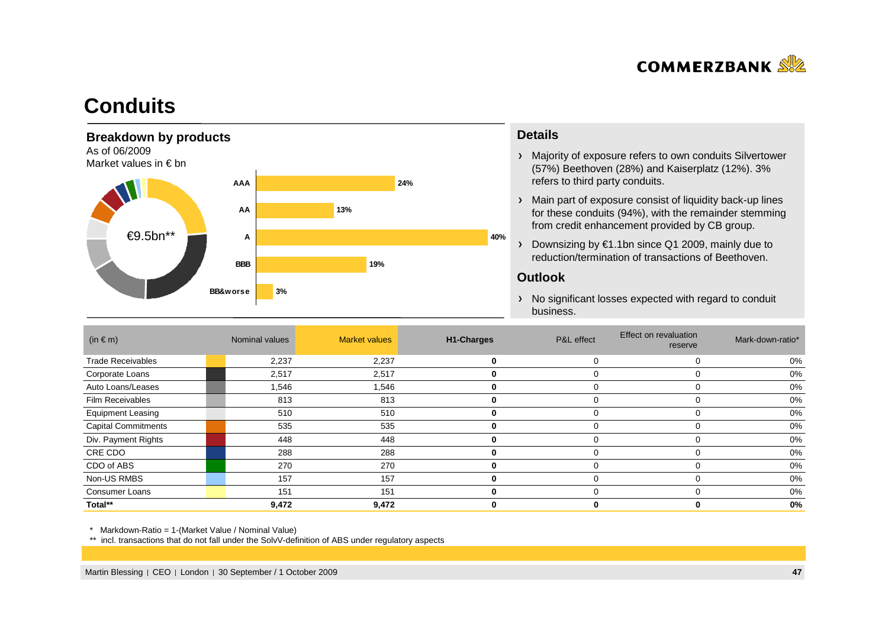# Conduits

## Breakdown by products

As of 06/2009
Market values in € bn

€9.5bn**

| Rating | Share |
|---|---|
| AAA | 24% |
| AA | 13% |
| A | 40% |
| BBB | 19% |
| BB&worse | 3% |

## Details

- Majority of exposure refers to own conduits Silvertower (57%) Beethoven (28%) and Kaiserplatz (12%). 3% refers to third party conduits.
- Main part of exposure consist of liquidity back-up lines for these conduits (94%), with the remainder stemming from credit enhancement provided by CB group.
- Downsizing by €1.1bn since Q1 2009, mainly due to reduction/termination of transactions of Beethoven.

## Outlook

- No significant losses expected with regard to conduit business.

| (in € m) | Nominal values | Market values | H1-Charges | P&L effect | Effect on revaluation reserve | Mark-down-ratio* |
|---|---|---|---|---|---|---|
| Trade Receivables | 2,237 | 2,237 | **0** | 0 | 0 | 0% |
| Corporate Loans | 2,517 | 2,517 | **0** | 0 | 0 | 0% |
| Auto Loans/Leases | 1,546 | 1,546 | **0** | 0 | 0 | 0% |
| Film Receivables | 813 | 813 | **0** | 0 | 0 | 0% |
| Equipment Leasing | 510 | 510 | **0** | 0 | 0 | 0% |
| Capital Commitments | 535 | 535 | **0** | 0 | 0 | 0% |
| Div. Payment Rights | 448 | 448 | **0** | 0 | 0 | 0% |
| CRE CDO | 288 | 288 | **0** | 0 | 0 | 0% |
| CDO of ABS | 270 | 270 | **0** | 0 | 0 | 0% |
| Non-US RMBS | 157 | 157 | **0** | 0 | 0 | 0% |
| Consumer Loans | 151 | 151 | **0** | 0 | 0 | 0% |
| **Total**** | **9,472** | **9,472** | **0** | **0** | **0** | **0%** |

\* Markdown-Ratio = 1-(Market Value / Nominal Value)

\*\* incl. transactions that do not fall under the SolvV-definition of ABS under regulatory aspects

Martin Blessing | CEO | London | 30 September / 1 October 2009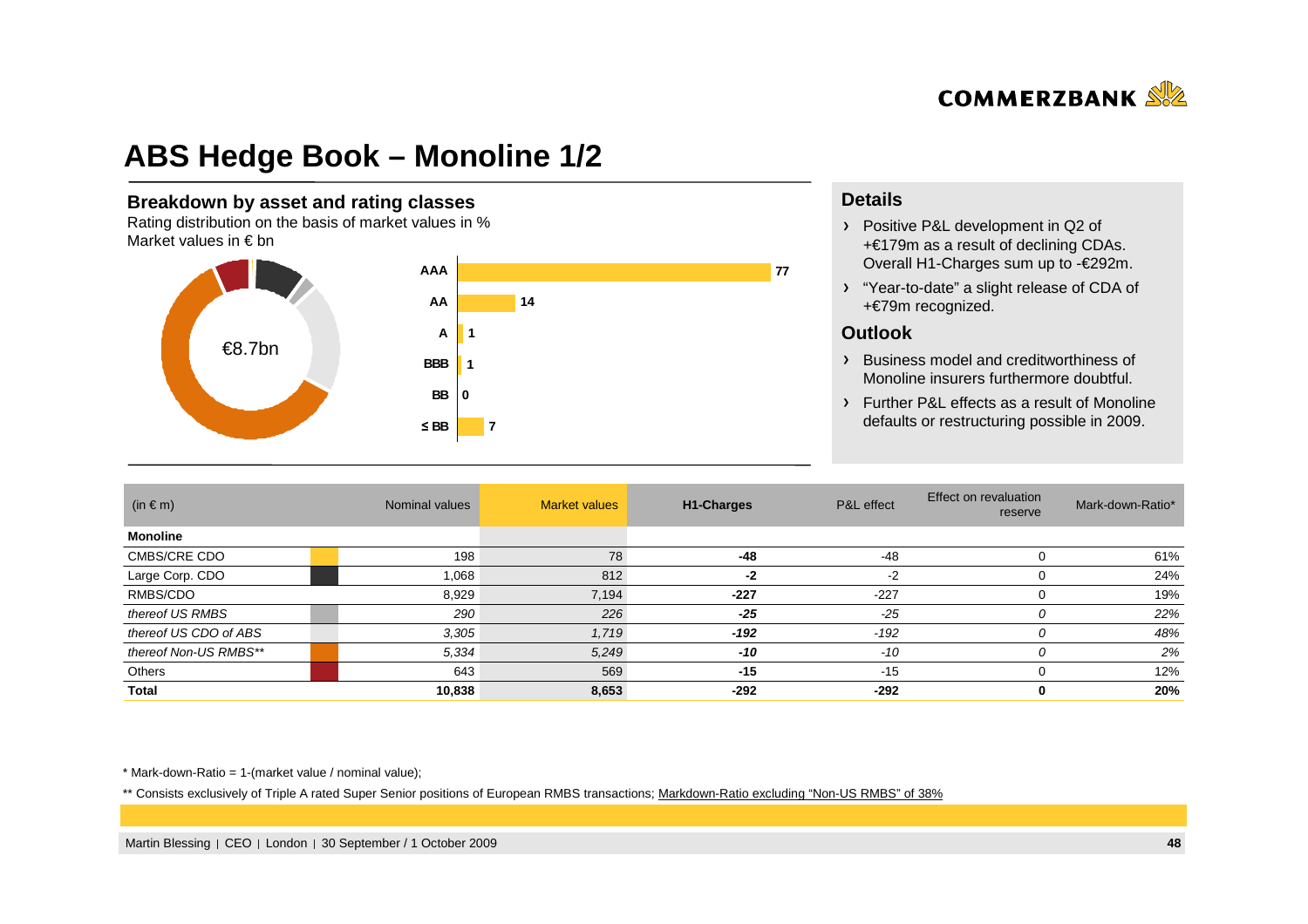# ABS Hedge Book – Monoline 1/2

## Breakdown by asset and rating classes

Rating distribution on the basis of market values in %
Market values in € bn

€8.7bn

| Rating | % |
|---|---|
| AAA | 77 |
| AA | 14 |
| A | 1 |
| BBB | 1 |
| BB | 0 |
| ≤ BB | 7 |

## Details

- Positive P&L development in Q2 of +€179m as a result of declining CDAs. Overall H1-Charges sum up to -€292m.
- "Year-to-date" a slight release of CDA of +€79m recognized.

## Outlook

- Business model and creditworthiness of Monoline insurers furthermore doubtful.
- Further P&L effects as a result of Monoline defaults or restructuring possible in 2009.

| (in € m) | Nominal values | Market values | H1-Charges | P&L effect | Effect on revaluation reserve | Mark-down-Ratio* |
|---|---|---|---|---|---|---|
| **Monoline** | | | | | | |
| CMBS/CRE CDO | 198 | 78 | **-48** | -48 | 0 | 61% |
| Large Corp. CDO | 1,068 | 812 | **-2** | -2 | 0 | 24% |
| RMBS/CDO | 8,929 | 7,194 | **-227** | -227 | 0 | 19% |
| *thereof US RMBS* | *290* | *226* | ***-25*** | *-25* | *0* | *22%* |
| *thereof US CDO of ABS* | *3,305* | *1,719* | ***-192*** | *-192* | *0* | *48%* |
| *thereof Non-US RMBS*** | *5,334* | *5,249* | ***-10*** | *-10* | *0* | *2%* |
| Others | 643 | 569 | **-15** | -15 | 0 | 12% |
| **Total** | **10,838** | **8,653** | **-292** | **-292** | **0** | **20%** |

\* Mark-down-Ratio = 1-(market value / nominal value);

\*\* Consists exclusively of Triple A rated Super Senior positions of European RMBS transactions; Markdown-Ratio excluding "Non-US RMBS" of 38%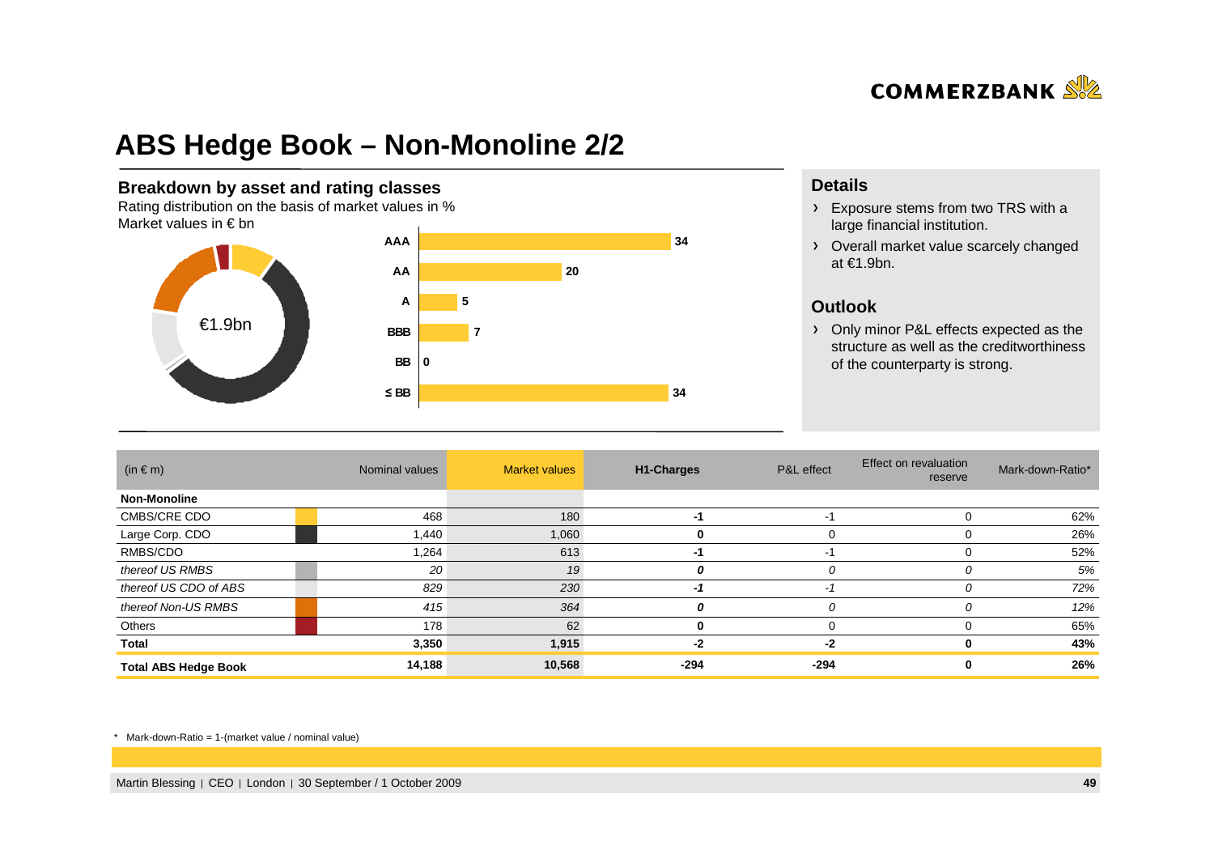# ABS Hedge Book – Non-Monoline 2/2

## Breakdown by asset and rating classes

Rating distribution on the basis of market values in %

Market values in € bn

€1.9bn

| Rating | % |
|---|---|
| AAA | 34 |
| AA | 20 |
| A | 5 |
| BBB | 7 |
| BB | 0 |
| ≤ BB | 34 |

## Details

- Exposure stems from two TRS with a large financial institution.
- Overall market value scarcely changed at €1.9bn.

## Outlook

- Only minor P&L effects expected as the structure as well as the creditworthiness of the counterparty is strong.

| (in € m) | Nominal values | Market values | H1-Charges | P&L effect | Effect on revaluation reserve | Mark-down-Ratio* |
|---|---|---|---|---|---|---|
| **Non-Monoline** | | | | | | |
| CMBS/CRE CDO | 468 | 180 | **-1** | -1 | 0 | 62% |
| Large Corp. CDO | 1,440 | 1,060 | **0** | 0 | 0 | 26% |
| RMBS/CDO | 1,264 | 613 | **-1** | -1 | 0 | 52% |
| *thereof US RMBS* | *20* | *19* | ***0*** | *0* | *0* | *5%* |
| *thereof US CDO of ABS* | *829* | *230* | ***-1*** | *-1* | *0* | *72%* |
| *thereof Non-US RMBS* | *415* | *364* | ***0*** | *0* | *0* | *12%* |
| Others | 178 | 62 | **0** | 0 | 0 | 65% |
| **Total** | **3,350** | **1,915** | **-2** | **-2** | **0** | **43%** |
| **Total ABS Hedge Book** | **14,188** | **10,568** | **-294** | **-294** | **0** | **26%** |

\* Mark-down-Ratio = 1-(market value / nominal value)

Martin Blessing | CEO | London | 30 September / 1 October 2009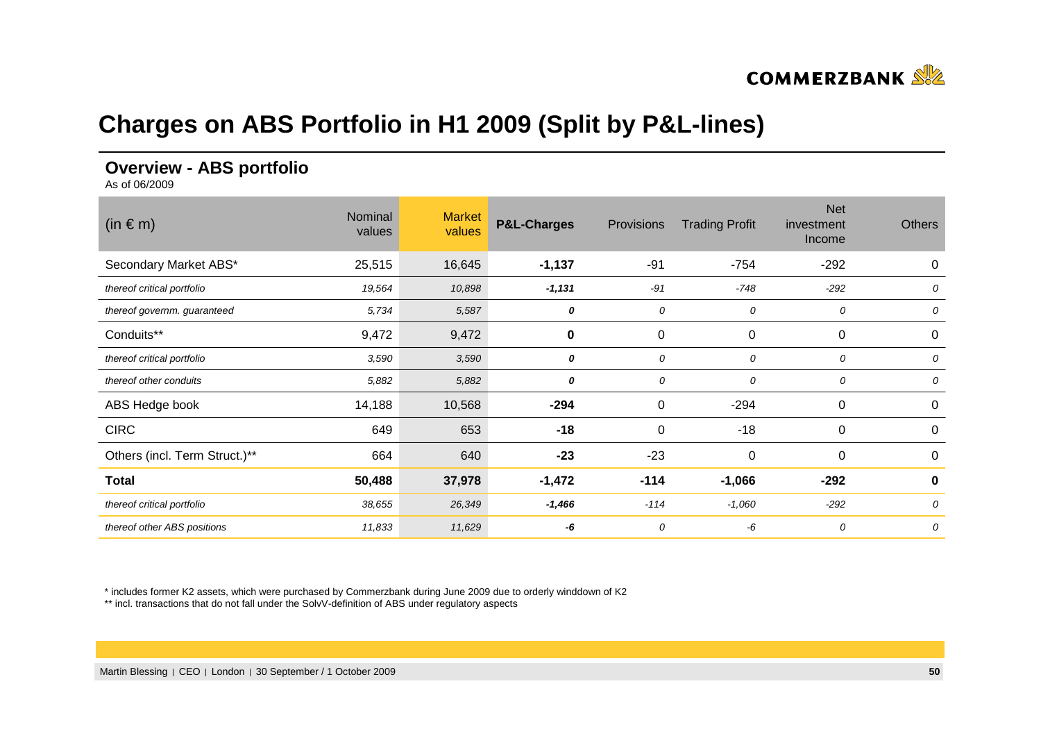# Charges on ABS Portfolio in H1 2009 (Split by P&L-lines)

## Overview - ABS portfolio

As of 06/2009

| (in € m) | Nominal values | Market values | P&L-Charges | Provisions | Trading Profit | Net investment Income | Others |
|---|---|---|---|---|---|---|---|
| Secondary Market ABS* | 25,515 | 16,645 | **-1,137** | -91 | -754 | -292 | 0 |
| *thereof critical portfolio* | *19,564* | *10,898* | ***-1,131*** | *-91* | *-748* | *-292* | *0* |
| *thereof governm. guaranteed* | *5,734* | *5,587* | ***0*** | *0* | *0* | *0* | *0* |
| Conduits** | 9,472 | 9,472 | **0** | 0 | 0 | 0 | 0 |
| *thereof critical portfolio* | *3,590* | *3,590* | ***0*** | *0* | *0* | *0* | *0* |
| *thereof other conduits* | *5,882* | *5,882* | ***0*** | *0* | *0* | *0* | *0* |
| ABS Hedge book | 14,188 | 10,568 | **-294** | 0 | -294 | 0 | 0 |
| CIRC | 649 | 653 | **-18** | 0 | -18 | 0 | 0 |
| Others (incl. Term Struct.)** | 664 | 640 | **-23** | -23 | 0 | 0 | 0 |
| **Total** | **50,488** | **37,978** | **-1,472** | **-114** | **-1,066** | **-292** | **0** |
| *thereof critical portfolio* | *38,655* | *26,349* | ***-1,466*** | *-114* | *-1,060* | *-292* | *0* |
| *thereof other ABS positions* | *11,833* | *11,629* | ***-6*** | *0* | *-6* | *0* | *0* |

\* includes former K2 assets, which were purchased by Commerzbank during June 2009 due to orderly winddown of K2

\*\* incl. transactions that do not fall under the SolvV-definition of ABS under regulatory aspects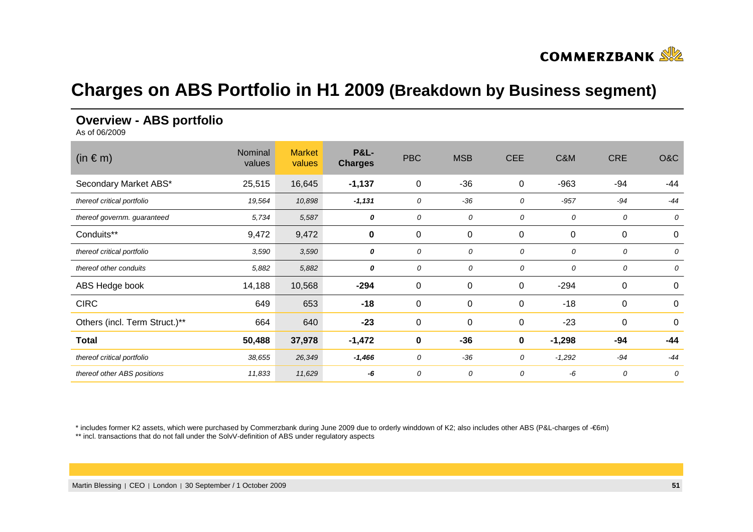# Charges on ABS Portfolio in H1 2009 (Breakdown by Business segment)

## Overview - ABS portfolio

As of 06/2009

| (in € m) | Nominal values | Market values | P&L-Charges | PBC | MSB | CEE | C&M | CRE | O&C |
|---|---|---|---|---|---|---|---|---|---|
| Secondary Market ABS* | 25,515 | 16,645 | **-1,137** | 0 | -36 | 0 | -963 | -94 | -44 |
| *thereof critical portfolio* | *19,564* | *10,898* | ***-1,131*** | *0* | *-36* | *0* | *-957* | *-94* | *-44* |
| *thereof governm. guaranteed* | *5,734* | *5,587* | ***0*** | *0* | *0* | *0* | *0* | *0* | *0* |
| Conduits** | 9,472 | 9,472 | **0** | 0 | 0 | 0 | 0 | 0 | 0 |
| *thereof critical portfolio* | *3,590* | *3,590* | ***0*** | *0* | *0* | *0* | *0* | *0* | *0* |
| *thereof other conduits* | *5,882* | *5,882* | ***0*** | *0* | *0* | *0* | *0* | *0* | *0* |
| ABS Hedge book | 14,188 | 10,568 | **-294** | 0 | 0 | 0 | -294 | 0 | 0 |
| CIRC | 649 | 653 | **-18** | 0 | 0 | 0 | -18 | 0 | 0 |
| Others (incl. Term Struct.)** | 664 | 640 | **-23** | 0 | 0 | 0 | -23 | 0 | 0 |
| **Total** | **50,488** | **37,978** | **-1,472** | **0** | **-36** | **0** | **-1,298** | **-94** | **-44** |
| *thereof critical portfolio* | *38,655* | *26,349* | ***-1,466*** | *0* | *-36* | *0* | *-1,292* | *-94* | *-44* |
| *thereof other ABS positions* | *11,833* | *11,629* | ***-6*** | *0* | *0* | *0* | *-6* | *0* | *0* |

\* includes former K2 assets, which were purchased by Commerzbank during June 2009 due to orderly winddown of K2; also includes other ABS (P&L-charges of -€6m)

\*\* incl. transactions that do not fall under the SolvV-definition of ABS under regulatory aspects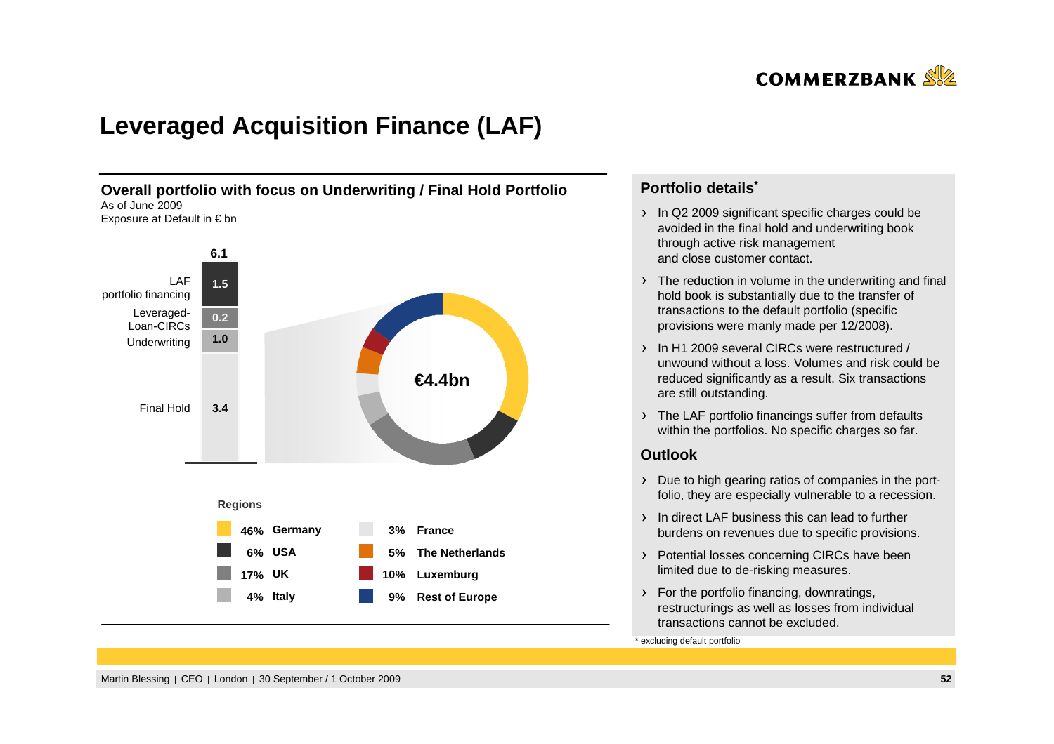# Leveraged Acquisition Finance (LAF)

## Overall portfolio with focus on Underwriting / Final Hold Portfolio

As of June 2009
Exposure at Default in € bn

| Segment | € bn |
|---|---|
| LAF portfolio financing | 1.5 |
| Leveraged-Loan-CIRCs | 0.2 |
| Underwriting | 1.0 |
| Final Hold | 3.4 |
| **Total** | **6.1** |

Underwriting / Final Hold: €4.4bn

**Regions**

| Share | Region | Share | Region |
|---|---|---|---|
| 46% | Germany | 3% | France |
| 6% | USA | 5% | The Netherlands |
| 17% | UK | 10% | Luxemburg |
| 4% | Italy | 9% | Rest of Europe |

## Portfolio details*

- In Q2 2009 significant specific charges could be avoided in the final hold and underwriting book through active risk management and close customer contact.
- The reduction in volume in the underwriting and final hold book is substantially due to the transfer of transactions to the default portfolio (specific provisions were manly made per 12/2008).
- In H1 2009 several CIRCs were restructured / unwound without a loss. Volumes and risk could be reduced significantly as a result. Six transactions are still outstanding.
- The LAF portfolio financings suffer from defaults within the portfolios. No specific charges so far.

## Outlook

- Due to high gearing ratios of companies in the portfolio, they are especially vulnerable to a recession.
- In direct LAF business this can lead to further burdens on revenues due to specific provisions.
- Potential losses concerning CIRCs have been limited due to de-risking measures.
- For the portfolio financing, downratings, restructurings as well as losses from individual transactions cannot be excluded.

\* excluding default portfolio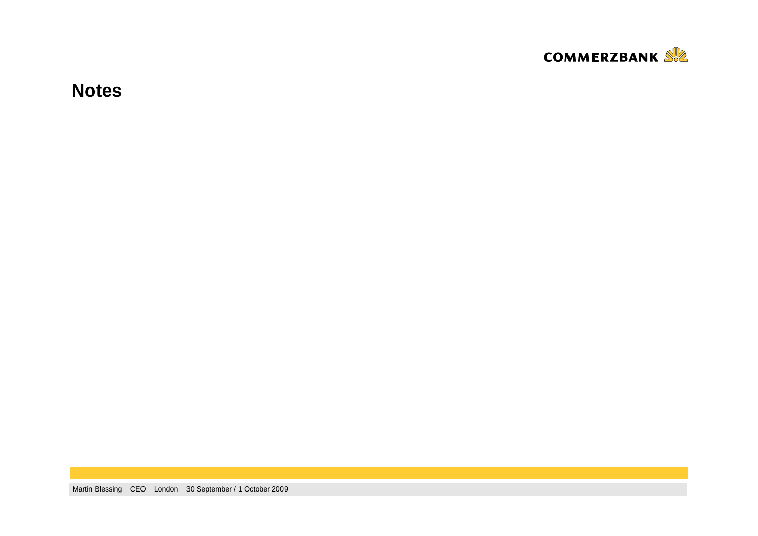# Notes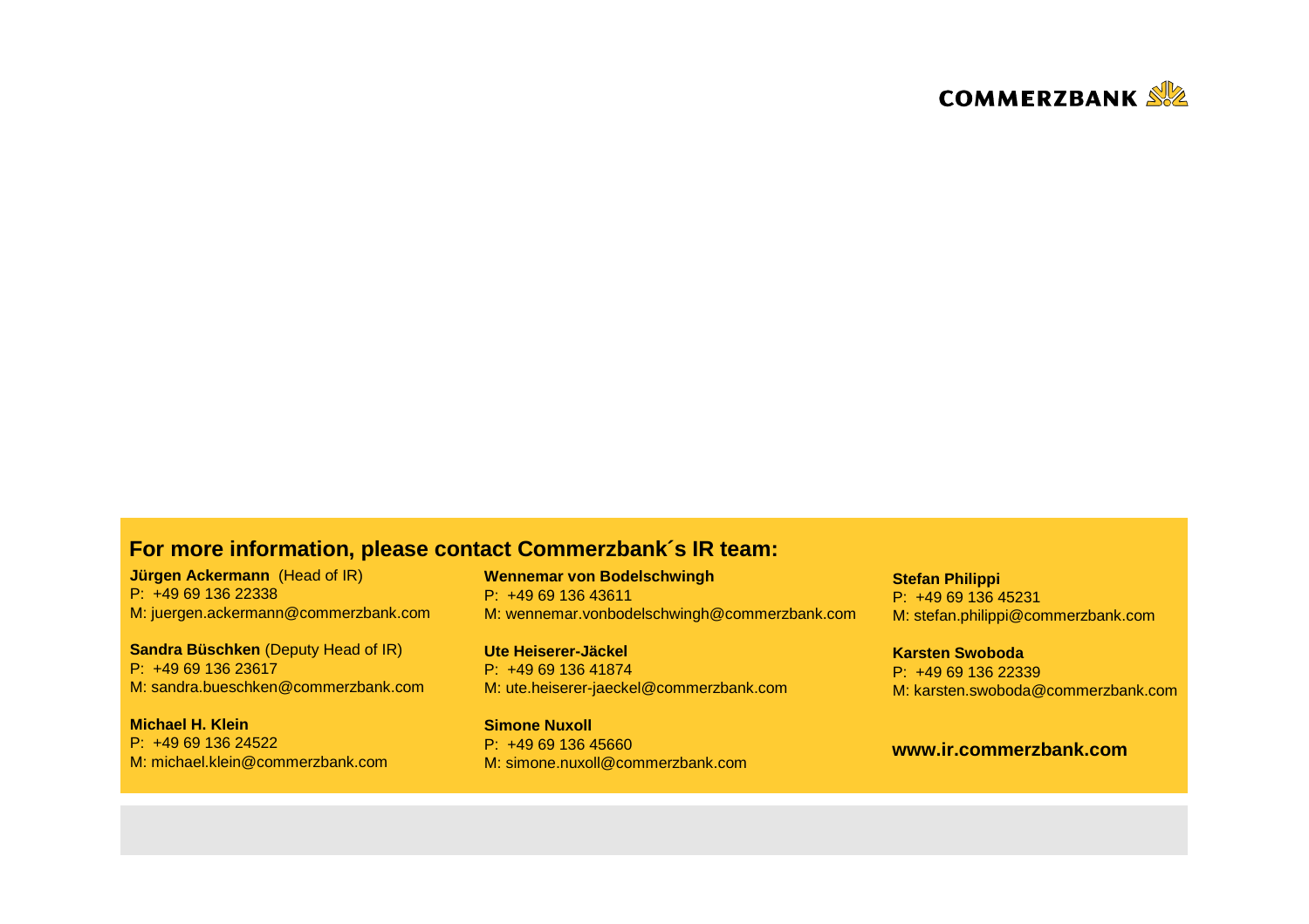COMMERZBANK

## For more information, please contact Commerzbank´s IR team:

**Jürgen Ackermann** (Head of IR)
P: +49 69 136 22338
M: juergen.ackermann@commerzbank.com

**Sandra Büschken** (Deputy Head of IR)
P: +49 69 136 23617
M: sandra.bueschken@commerzbank.com

**Michael H. Klein**
P: +49 69 136 24522
M: michael.klein@commerzbank.com

**Wennemar von Bodelschwingh**
P: +49 69 136 43611
M: wennemar.vonbodelschwingh@commerzbank.com

**Ute Heiserer-Jäckel**
P: +49 69 136 41874
M: ute.heiserer-jaeckel@commerzbank.com

**Simone Nuxoll**
P: +49 69 136 45660
M: simone.nuxoll@commerzbank.com

**Stefan Philippi**
P: +49 69 136 45231
M: stefan.philippi@commerzbank.com

**Karsten Swoboda**
P: +49 69 136 22339
M: karsten.swoboda@commerzbank.com

**www.ir.commerzbank.com**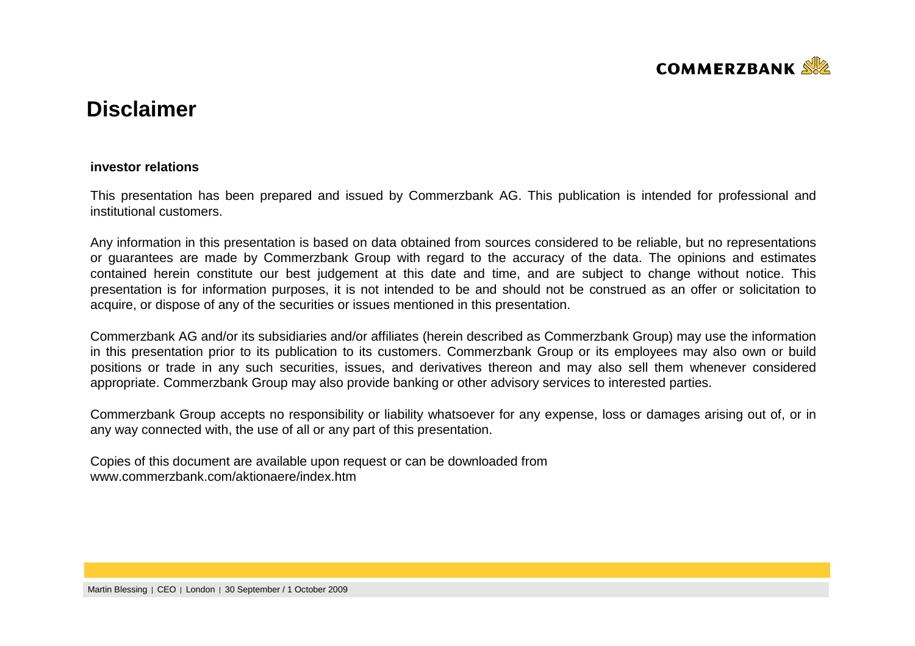# Disclaimer

**investor relations**

This presentation has been prepared and issued by Commerzbank AG. This publication is intended for professional and institutional customers.

Any information in this presentation is based on data obtained from sources considered to be reliable, but no representations or guarantees are made by Commerzbank Group with regard to the accuracy of the data. The opinions and estimates contained herein constitute our best judgement at this date and time, and are subject to change without notice. This presentation is for information purposes, it is not intended to be and should not be construed as an offer or solicitation to acquire, or dispose of any of the securities or issues mentioned in this presentation.

Commerzbank AG and/or its subsidiaries and/or affiliates (herein described as Commerzbank Group) may use the information in this presentation prior to its publication to its customers. Commerzbank Group or its employees may also own or build positions or trade in any such securities, issues, and derivatives thereon and may also sell them whenever considered appropriate. Commerzbank Group may also provide banking or other advisory services to interested parties.

Commerzbank Group accepts no responsibility or liability whatsoever for any expense, loss or damages arising out of, or in any way connected with, the use of all or any part of this presentation.

Copies of this document are available upon request or can be downloaded from
www.commerzbank.com/aktionaere/index.htm